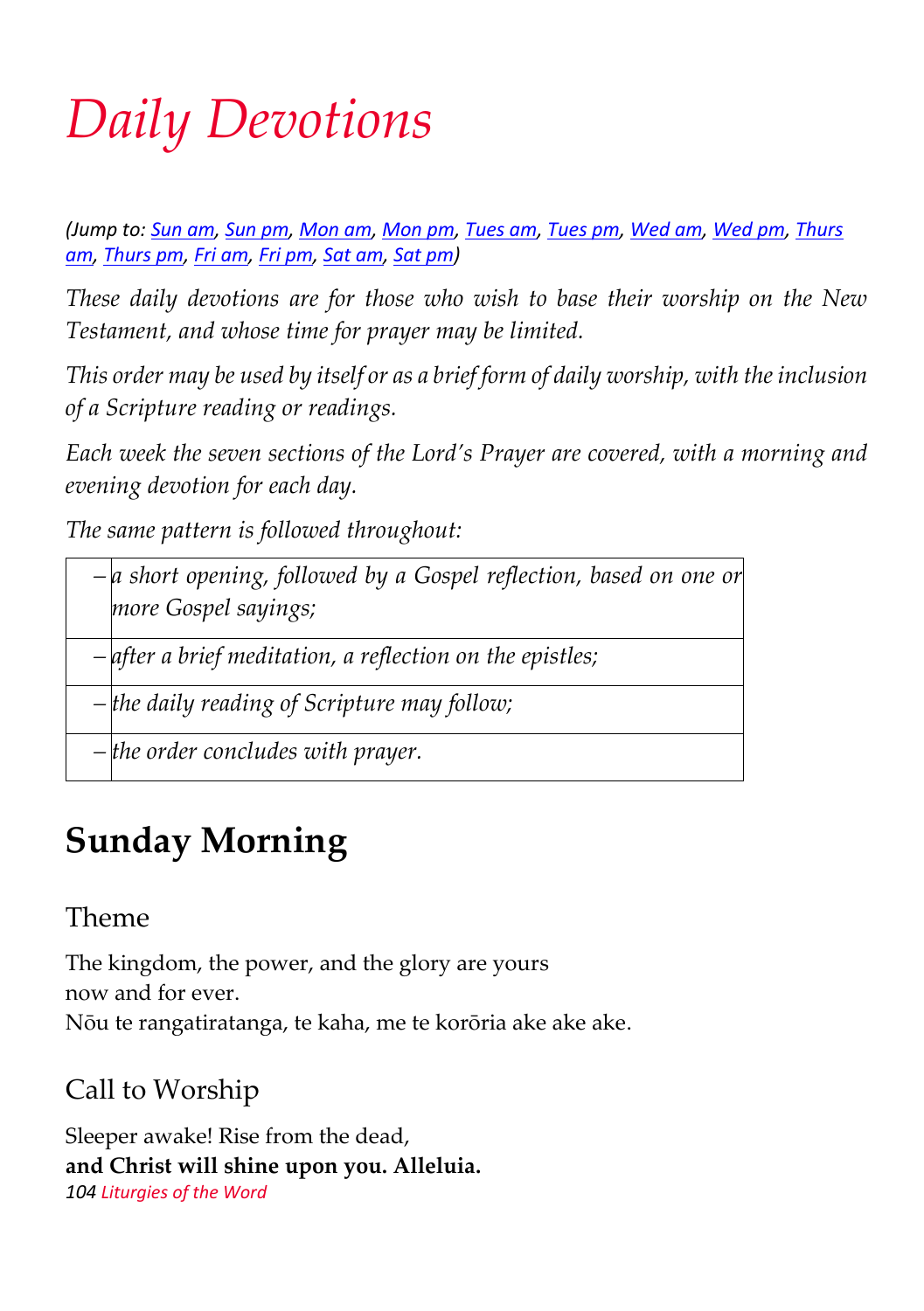# *Daily Devotions*

*(Jump to: Sun am, Sun pm, Mon am, Mon pm, Tues am, Tues pm, Wed am, Wed pm, Thurs am, Thurs pm, Fri am, Fri pm, Sat am, Sat pm)*

*These daily devotions are for those who wish to base their worship on the New Testament, and whose time for prayer may be limited.*

*This order may be used by itself or as a brief form of daily worship, with the inclusion of a Scripture reading or readings.*

*Each week the seven sections of the Lord's Prayer are covered, with a morning and evening devotion for each day.*

*The same pattern is followed throughout:*

| | |
|---|---|
| – | *a short opening, followed by a Gospel reflection, based on one or more Gospel sayings;* |
| – | *after a brief meditation, a reflection on the epistles;* |
| – | *the daily reading of Scripture may follow;* |
| – | *the order concludes with prayer.* |

## Sunday Morning

### Theme

The kingdom, the power, and the glory are yours
now and for ever.
Nōu te rangatiratanga, te kaha, me te korōria ake ake ake.

### Call to Worship

Sleeper awake! Rise from the dead,
**and Christ will shine upon you. Alleluia.**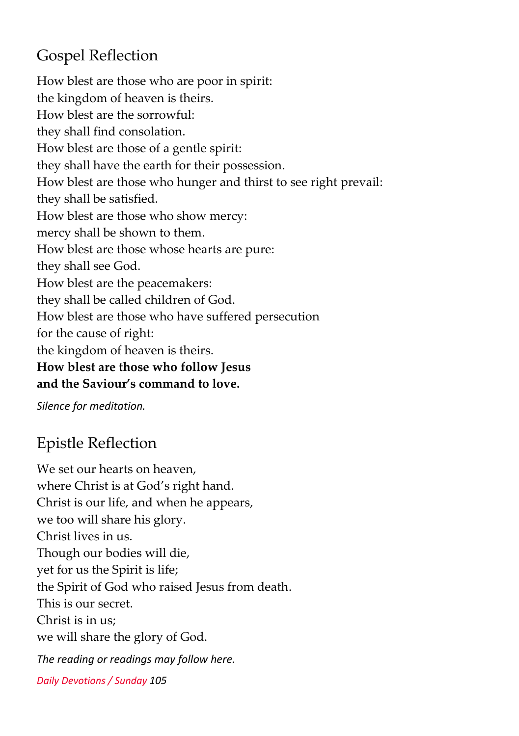## Gospel Reflection

How blest are those who are poor in spirit:
the kingdom of heaven is theirs.
How blest are the sorrowful:
they shall find consolation.
How blest are those of a gentle spirit:
they shall have the earth for their possession.
How blest are those who hunger and thirst to see right prevail:
they shall be satisfied.
How blest are those who show mercy:
mercy shall be shown to them.
How blest are those whose hearts are pure:
they shall see God.
How blest are the peacemakers:
they shall be called children of God.
How blest are those who have suffered persecution
for the cause of right:
the kingdom of heaven is theirs.
**How blest are those who follow Jesus**
**and the Saviour's command to love.**

*Silence for meditation.*

## Epistle Reflection

We set our hearts on heaven,
where Christ is at God's right hand.
Christ is our life, and when he appears,
we too will share his glory.
Christ lives in us.
Though our bodies will die,
yet for us the Spirit is life;
the Spirit of God who raised Jesus from death.
This is our secret.
Christ is in us;
we will share the glory of God.

*The reading or readings may follow here.*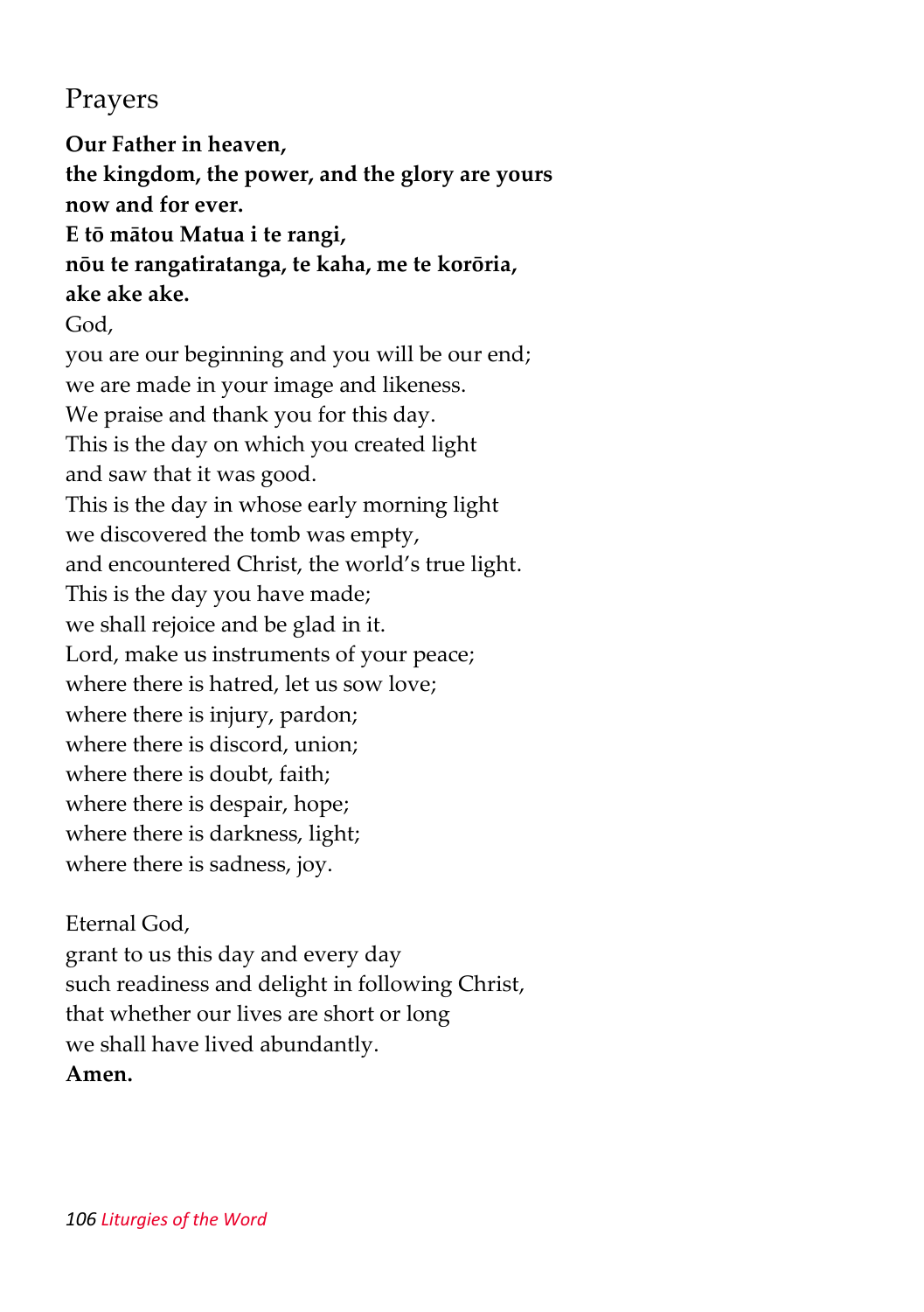## Prayers

**Our Father in heaven,**
**the kingdom, the power, and the glory are yours**
**now and for ever.**
**E tō mātou Matua i te rangi,**
**nōu te rangatiratanga, te kaha, me te korōria,**
**ake ake ake.**

God,
you are our beginning and you will be our end;
we are made in your image and likeness.
We praise and thank you for this day.
This is the day on which you created light
and saw that it was good.
This is the day in whose early morning light
we discovered the tomb was empty,
and encountered Christ, the world's true light.
This is the day you have made;
we shall rejoice and be glad in it.
Lord, make us instruments of your peace;
where there is hatred, let us sow love;
where there is injury, pardon;
where there is discord, union;
where there is doubt, faith;
where there is despair, hope;
where there is darkness, light;
where there is sadness, joy.

Eternal God,
grant to us this day and every day
such readiness and delight in following Christ,
that whether our lives are short or long
we shall have lived abundantly.
**Amen.**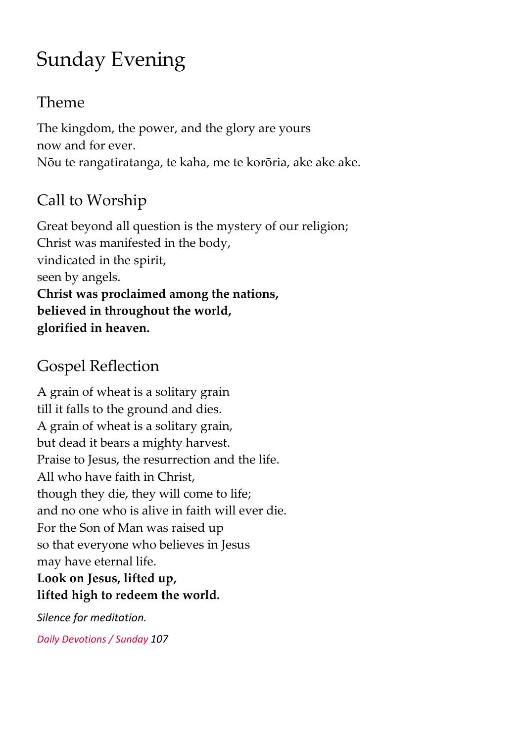# Sunday Evening

## Theme

The kingdom, the power, and the glory are yours
now and for ever.
Nōu te rangatiratanga, te kaha, me te korōria, ake ake ake.

## Call to Worship

Great beyond all question is the mystery of our religion;
Christ was manifested in the body,
vindicated in the spirit,
seen by angels.
**Christ was proclaimed among the nations,**
**believed in throughout the world,**
**glorified in heaven.**

## Gospel Reflection

A grain of wheat is a solitary grain
till it falls to the ground and dies.
A grain of wheat is a solitary grain,
but dead it bears a mighty harvest.
Praise to Jesus, the resurrection and the life.
All who have faith in Christ,
though they die, they will come to life;
and no one who is alive in faith will ever die.
For the Son of Man was raised up
so that everyone who believes in Jesus
may have eternal life.
**Look on Jesus, lifted up,**
**lifted high to redeem the world.**

*Silence for meditation.*

*Daily Devotions / Sunday 107*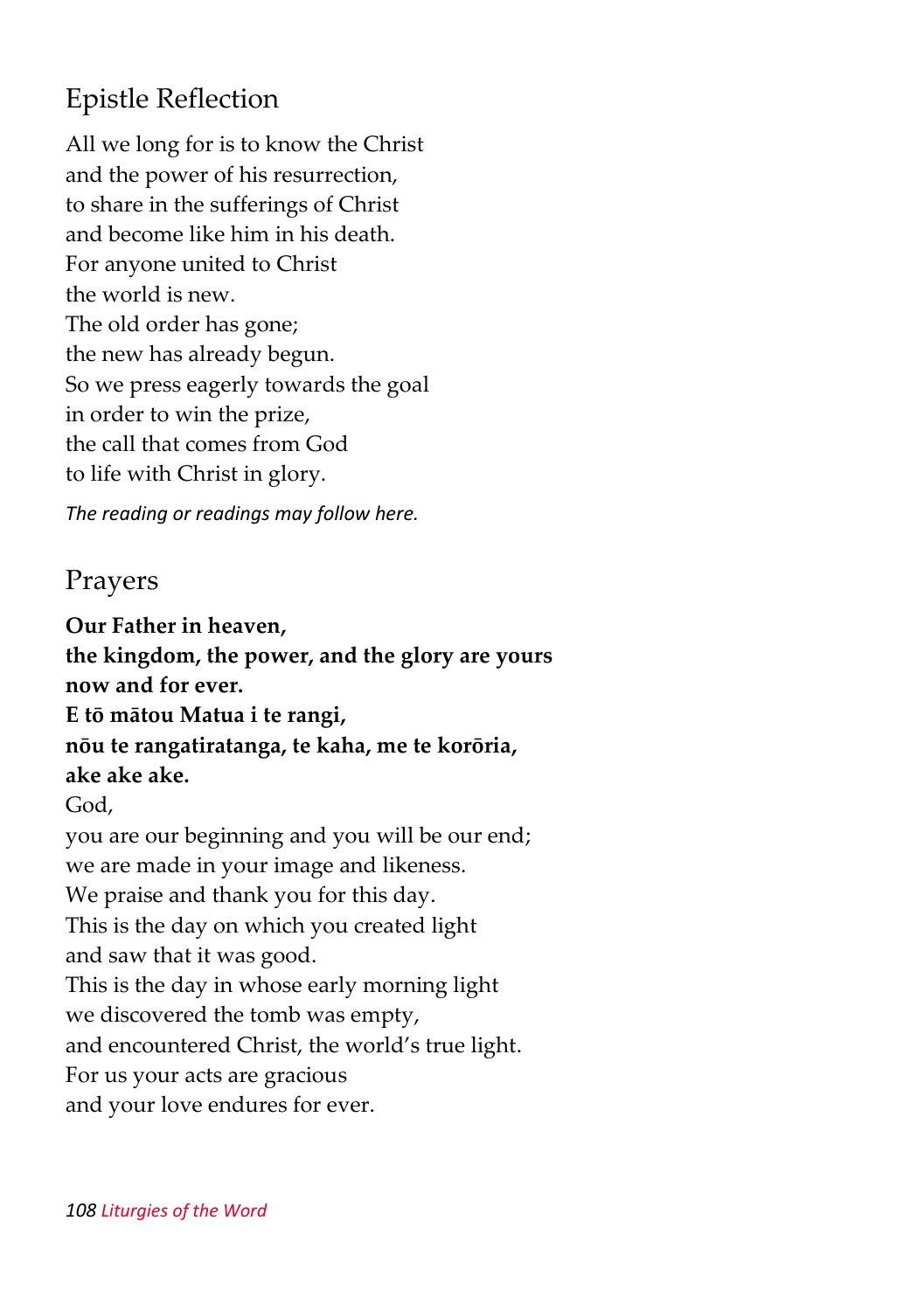## Epistle Reflection

All we long for is to know the Christ  
and the power of his resurrection,  
to share in the sufferings of Christ  
and become like him in his death.  
For anyone united to Christ  
the world is new.  
The old order has gone;  
the new has already begun.  
So we press eagerly towards the goal  
in order to win the prize,  
the call that comes from God  
to life with Christ in glory.

*The reading or readings may follow here.*

## Prayers

**Our Father in heaven,**  
**the kingdom, the power, and the glory are yours**  
**now and for ever.**  
**E tō mātou Matua i te rangi,**  
**nōu te rangatiratanga, te kaha, me te korōria,**  
**ake ake ake.**

God,  
you are our beginning and you will be our end;  
we are made in your image and likeness.  
We praise and thank you for this day.  
This is the day on which you created light  
and saw that it was good.  
This is the day in whose early morning light  
we discovered the tomb was empty,  
and encountered Christ, the world's true light.  
For us your acts are gracious  
and your love endures for ever.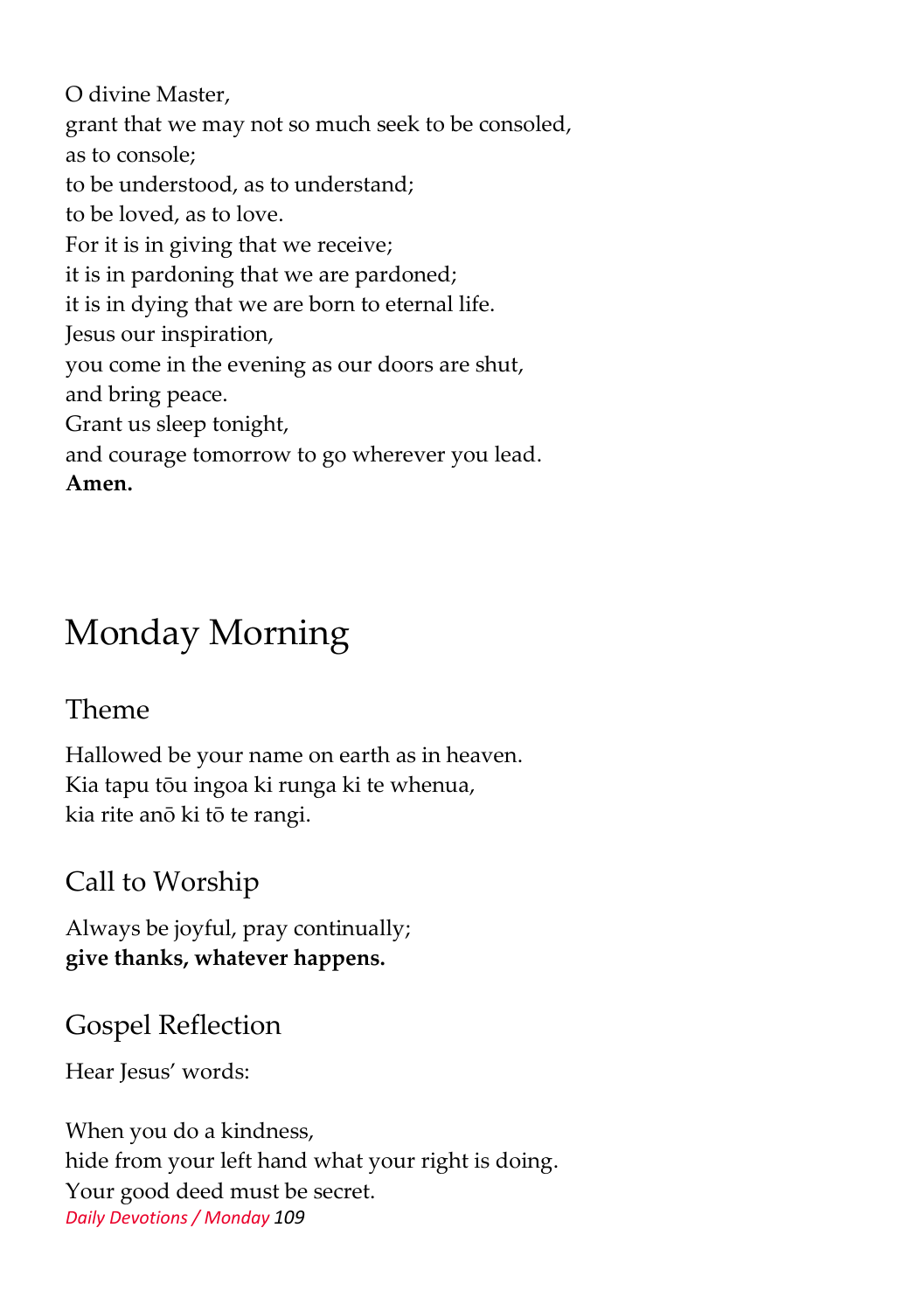O divine Master,
grant that we may not so much seek to be consoled,
as to console;
to be understood, as to understand;
to be loved, as to love.
For it is in giving that we receive;
it is in pardoning that we are pardoned;
it is in dying that we are born to eternal life.
Jesus our inspiration,
you come in the evening as our doors are shut,
and bring peace.
Grant us sleep tonight,
and courage tomorrow to go wherever you lead.
**Amen.**

# Monday Morning

## Theme

Hallowed be your name on earth as in heaven.
Kia tapu tōu ingoa ki runga ki te whenua,
kia rite anō ki tō te rangi.

## Call to Worship

Always be joyful, pray continually;
**give thanks, whatever happens.**

## Gospel Reflection

Hear Jesus' words:

When you do a kindness,
hide from your left hand what your right is doing.
Your good deed must be secret.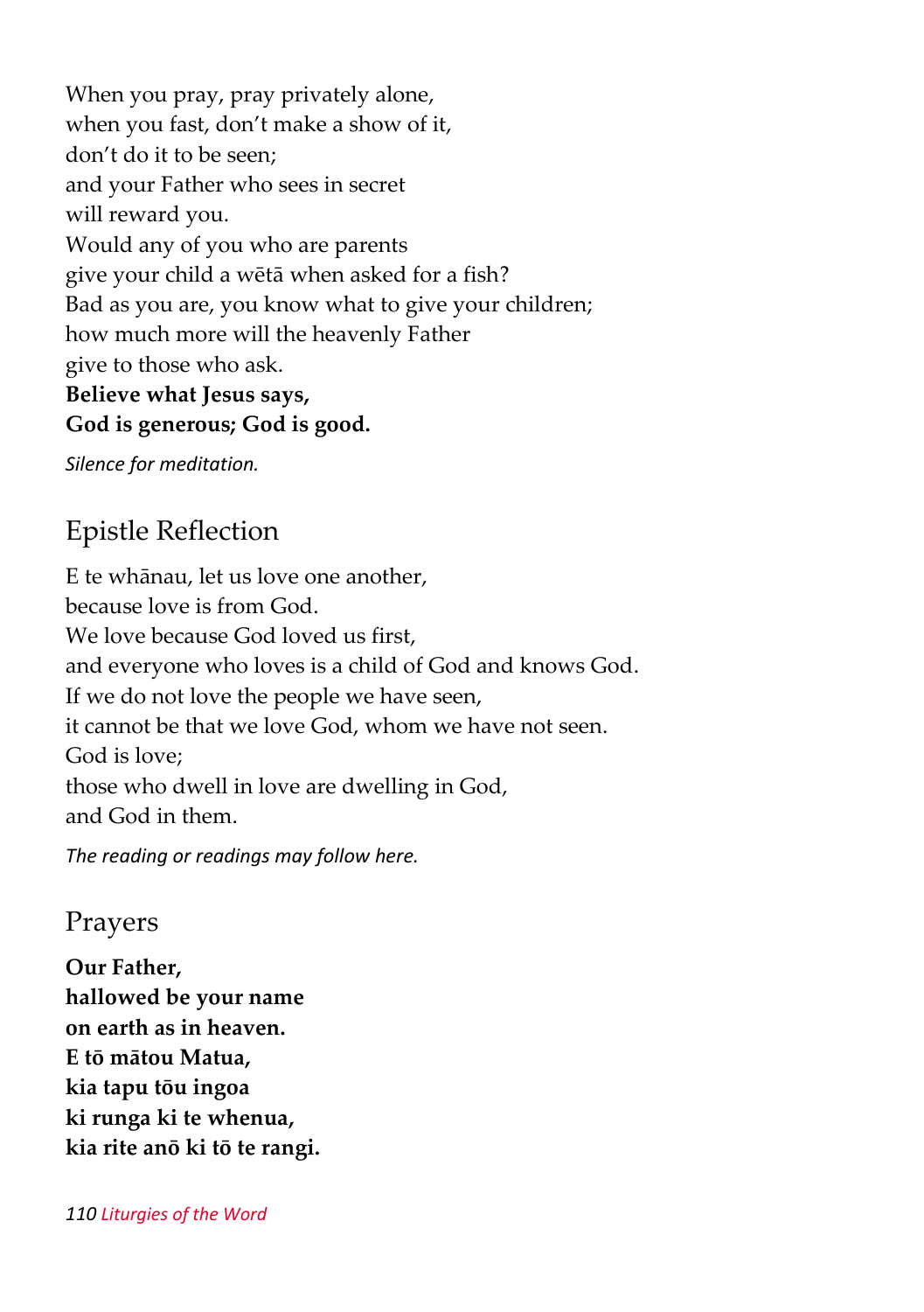When you pray, pray privately alone,
when you fast, don't make a show of it,
don't do it to be seen;
and your Father who sees in secret
will reward you.
Would any of you who are parents
give your child a wētā when asked for a fish?
Bad as you are, you know what to give your children;
how much more will the heavenly Father
give to those who ask.
**Believe what Jesus says,**
**God is generous; God is good.**

*Silence for meditation.*

## Epistle Reflection

E te whānau, let us love one another,
because love is from God.
We love because God loved us first,
and everyone who loves is a child of God and knows God.
If we do not love the people we have seen,
it cannot be that we love God, whom we have not seen.
God is love;
those who dwell in love are dwelling in God,
and God in them.

*The reading or readings may follow here.*

## Prayers

**Our Father,**
**hallowed be your name**
**on earth as in heaven.**
**E tō mātou Matua,**
**kia tapu tōu ingoa**
**ki runga ki te whenua,**
**kia rite anō ki tō te rangi.**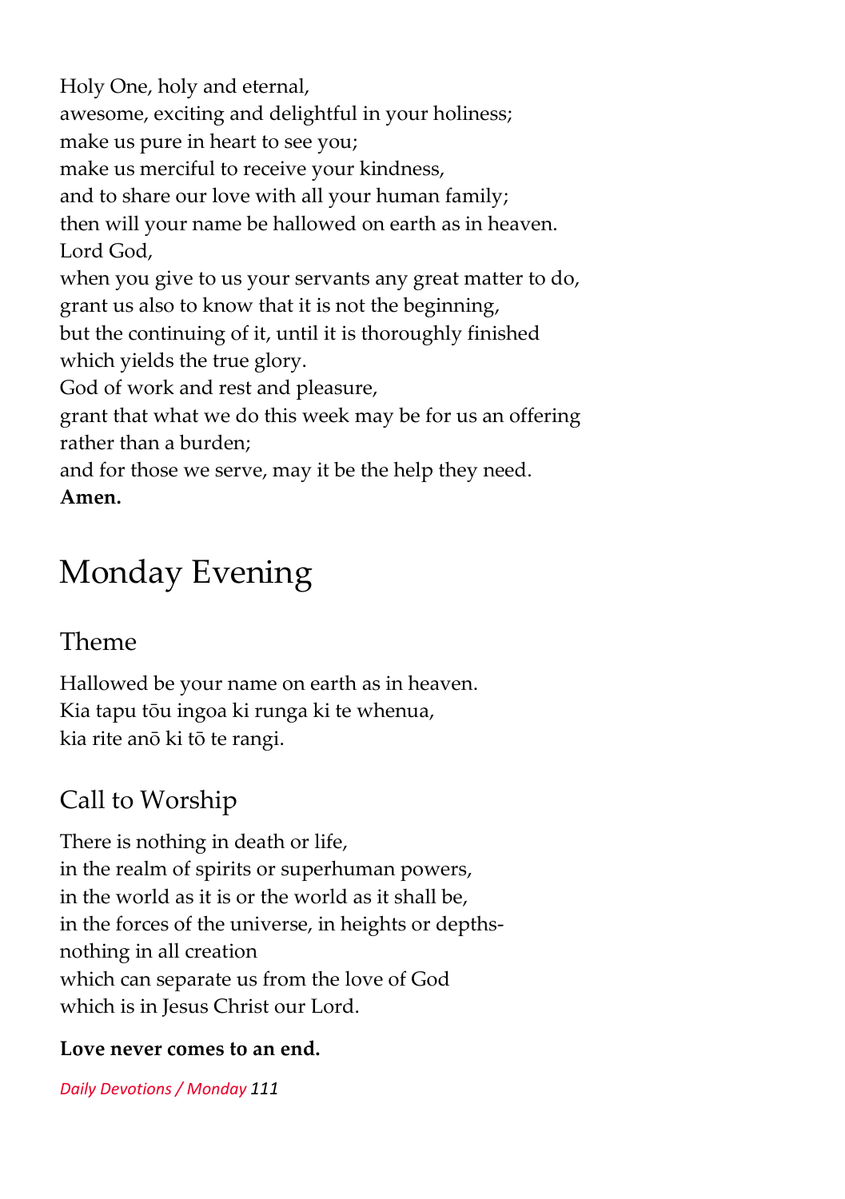Holy One, holy and eternal,
awesome, exciting and delightful in your holiness;
make us pure in heart to see you;
make us merciful to receive your kindness,
and to share our love with all your human family;
then will your name be hallowed on earth as in heaven.
Lord God,
when you give to us your servants any great matter to do,
grant us also to know that it is not the beginning,
but the continuing of it, until it is thoroughly finished
which yields the true glory.
God of work and rest and pleasure,
grant that what we do this week may be for us an offering
rather than a burden;
and for those we serve, may it be the help they need.
**Amen.**

# Monday Evening

## Theme

Hallowed be your name on earth as in heaven.
Kia tapu tōu ingoa ki runga ki te whenua,
kia rite anō ki tō te rangi.

## Call to Worship

There is nothing in death or life,
in the realm of spirits or superhuman powers,
in the world as it is or the world as it shall be,
in the forces of the universe, in heights or depths-
nothing in all creation
which can separate us from the love of God
which is in Jesus Christ our Lord.

**Love never comes to an end.**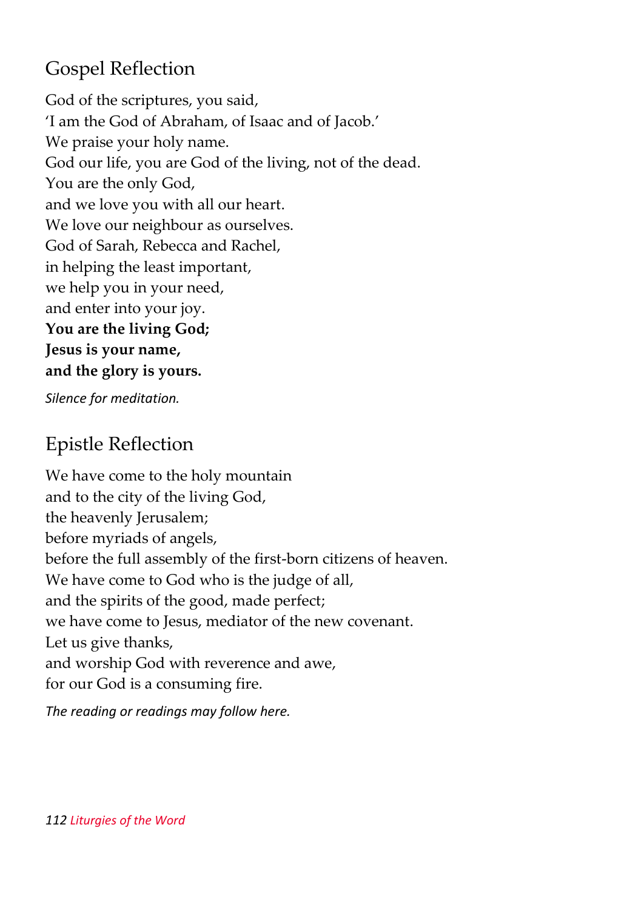## Gospel Reflection

God of the scriptures, you said,  
'I am the God of Abraham, of Isaac and of Jacob.'  
We praise your holy name.  
God our life, you are God of the living, not of the dead.  
You are the only God,  
and we love you with all our heart.  
We love our neighbour as ourselves.  
God of Sarah, Rebecca and Rachel,  
in helping the least important,  
we help you in your need,  
and enter into your joy.  
**You are the living God;**  
**Jesus is your name,**  
**and the glory is yours.**

*Silence for meditation.*

## Epistle Reflection

We have come to the holy mountain  
and to the city of the living God,  
the heavenly Jerusalem;  
before myriads of angels,  
before the full assembly of the first-born citizens of heaven.  
We have come to God who is the judge of all,  
and the spirits of the good, made perfect;  
we have come to Jesus, mediator of the new covenant.  
Let us give thanks,  
and worship God with reverence and awe,  
for our God is a consuming fire.

*The reading or readings may follow here.*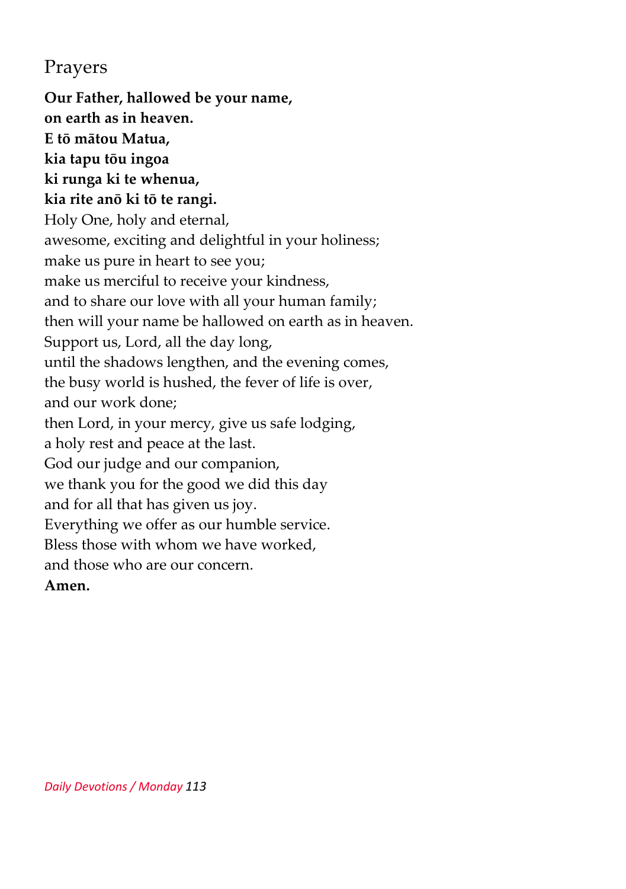## Prayers

**Our Father, hallowed be your name,**
**on earth as in heaven.**
**E tō mātou Matua,**
**kia tapu tōu ingoa**
**ki runga ki te whenua,**
**kia rite anō ki tō te rangi.**
Holy One, holy and eternal,
awesome, exciting and delightful in your holiness;
make us pure in heart to see you;
make us merciful to receive your kindness,
and to share our love with all your human family;
then will your name be hallowed on earth as in heaven.
Support us, Lord, all the day long,
until the shadows lengthen, and the evening comes,
the busy world is hushed, the fever of life is over,
and our work done;
then Lord, in your mercy, give us safe lodging,
a holy rest and peace at the last.
God our judge and our companion,
we thank you for the good we did this day
and for all that has given us joy.
Everything we offer as our humble service.
Bless those with whom we have worked,
and those who are our concern.
**Amen.**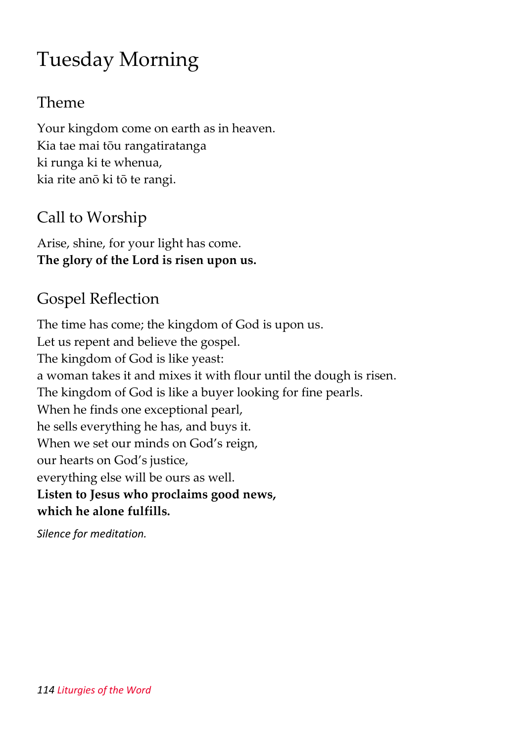# Tuesday Morning

## Theme

Your kingdom come on earth as in heaven.
Kia tae mai tōu rangatiratanga
ki runga ki te whenua,
kia rite anō ki tō te rangi.

## Call to Worship

Arise, shine, for your light has come.
**The glory of the Lord is risen upon us.**

## Gospel Reflection

The time has come; the kingdom of God is upon us.
Let us repent and believe the gospel.
The kingdom of God is like yeast:
a woman takes it and mixes it with flour until the dough is risen.
The kingdom of God is like a buyer looking for fine pearls.
When he finds one exceptional pearl,
he sells everything he has, and buys it.
When we set our minds on God's reign,
our hearts on God's justice,
everything else will be ours as well.
**Listen to Jesus who proclaims good news,**
**which he alone fulfills.**

*Silence for meditation.*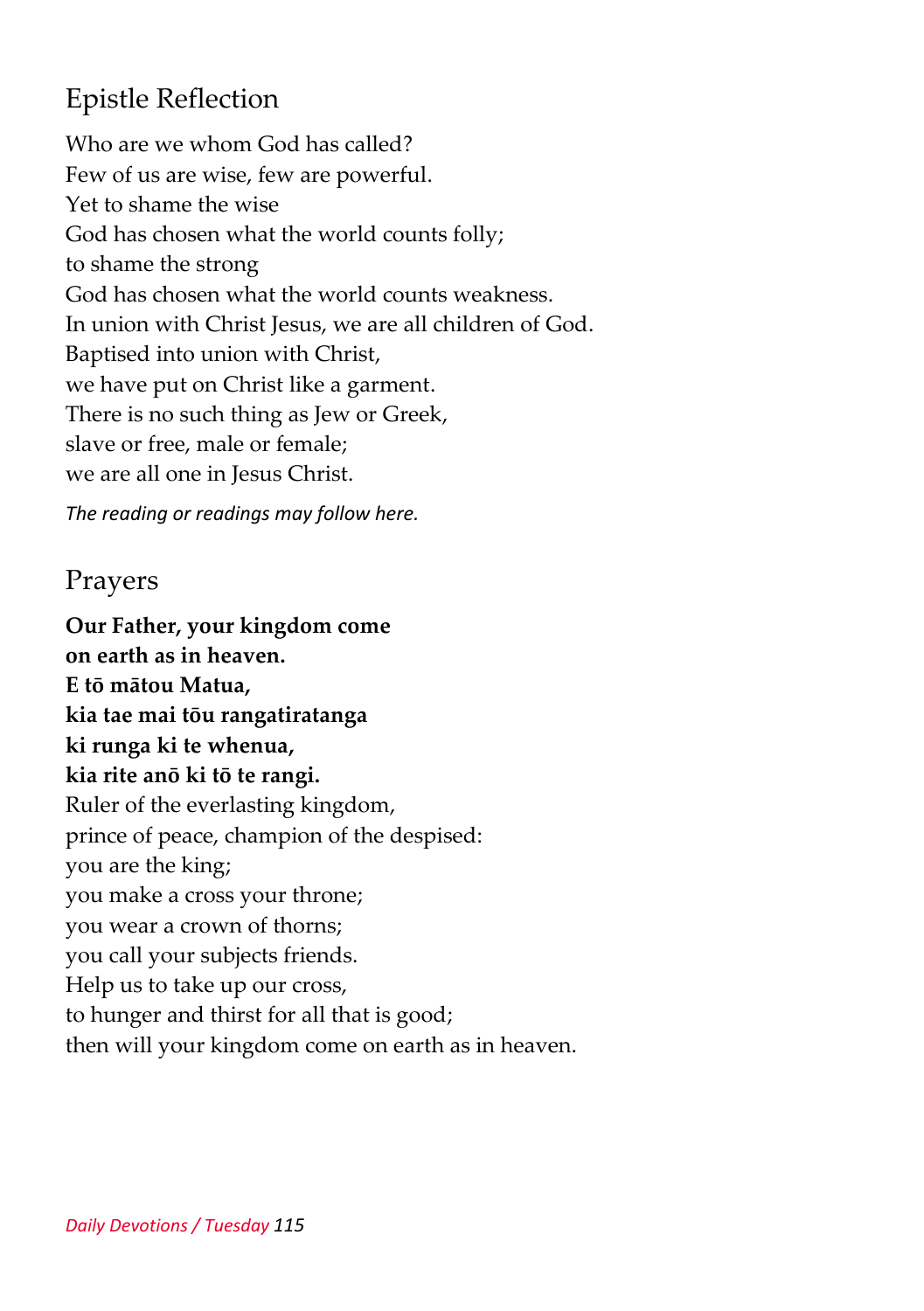## Epistle Reflection

Who are we whom God has called?
Few of us are wise, few are powerful.
Yet to shame the wise
God has chosen what the world counts folly;
to shame the strong
God has chosen what the world counts weakness.
In union with Christ Jesus, we are all children of God.
Baptised into union with Christ,
we have put on Christ like a garment.
There is no such thing as Jew or Greek,
slave or free, male or female;
we are all one in Jesus Christ.

*The reading or readings may follow here.*

## Prayers

**Our Father, your kingdom come**
**on earth as in heaven.**
**E tō mātou Matua,**
**kia tae mai tōu rangatiratanga**
**ki runga ki te whenua,**
**kia rite anō ki tō te rangi.**
Ruler of the everlasting kingdom,
prince of peace, champion of the despised:
you are the king;
you make a cross your throne;
you wear a crown of thorns;
you call your subjects friends.
Help us to take up our cross,
to hunger and thirst for all that is good;
then will your kingdom come on earth as in heaven.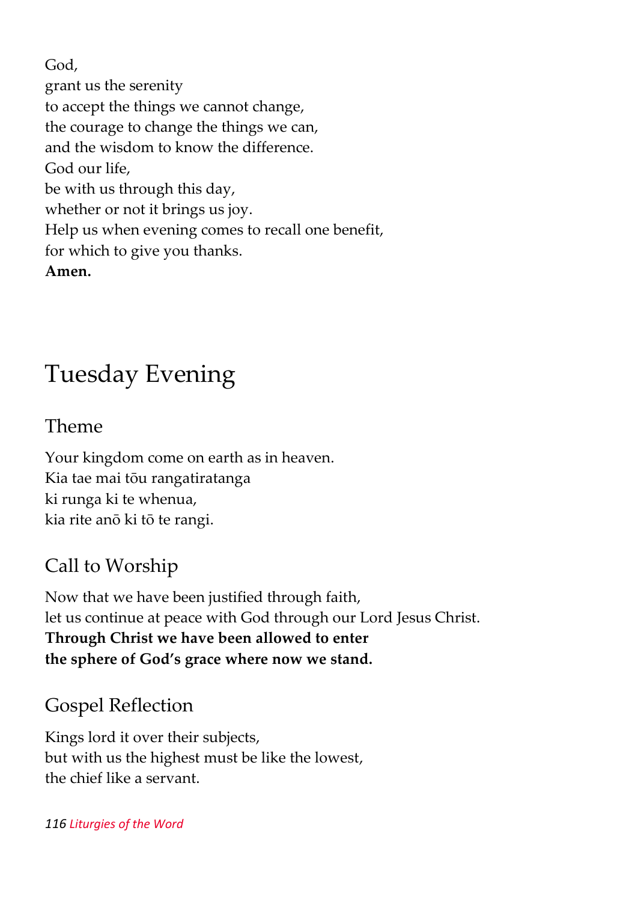God,
grant us the serenity
to accept the things we cannot change,
the courage to change the things we can,
and the wisdom to know the difference.
God our life,
be with us through this day,
whether or not it brings us joy.
Help us when evening comes to recall one benefit,
for which to give you thanks.
**Amen.**

# Tuesday Evening

## Theme

Your kingdom come on earth as in heaven.
Kia tae mai tōu rangatiratanga
ki runga ki te whenua,
kia rite anō ki tō te rangi.

## Call to Worship

Now that we have been justified through faith,
let us continue at peace with God through our Lord Jesus Christ.
**Through Christ we have been allowed to enter**
**the sphere of God's grace where now we stand.**

## Gospel Reflection

Kings lord it over their subjects,
but with us the highest must be like the lowest,
the chief like a servant.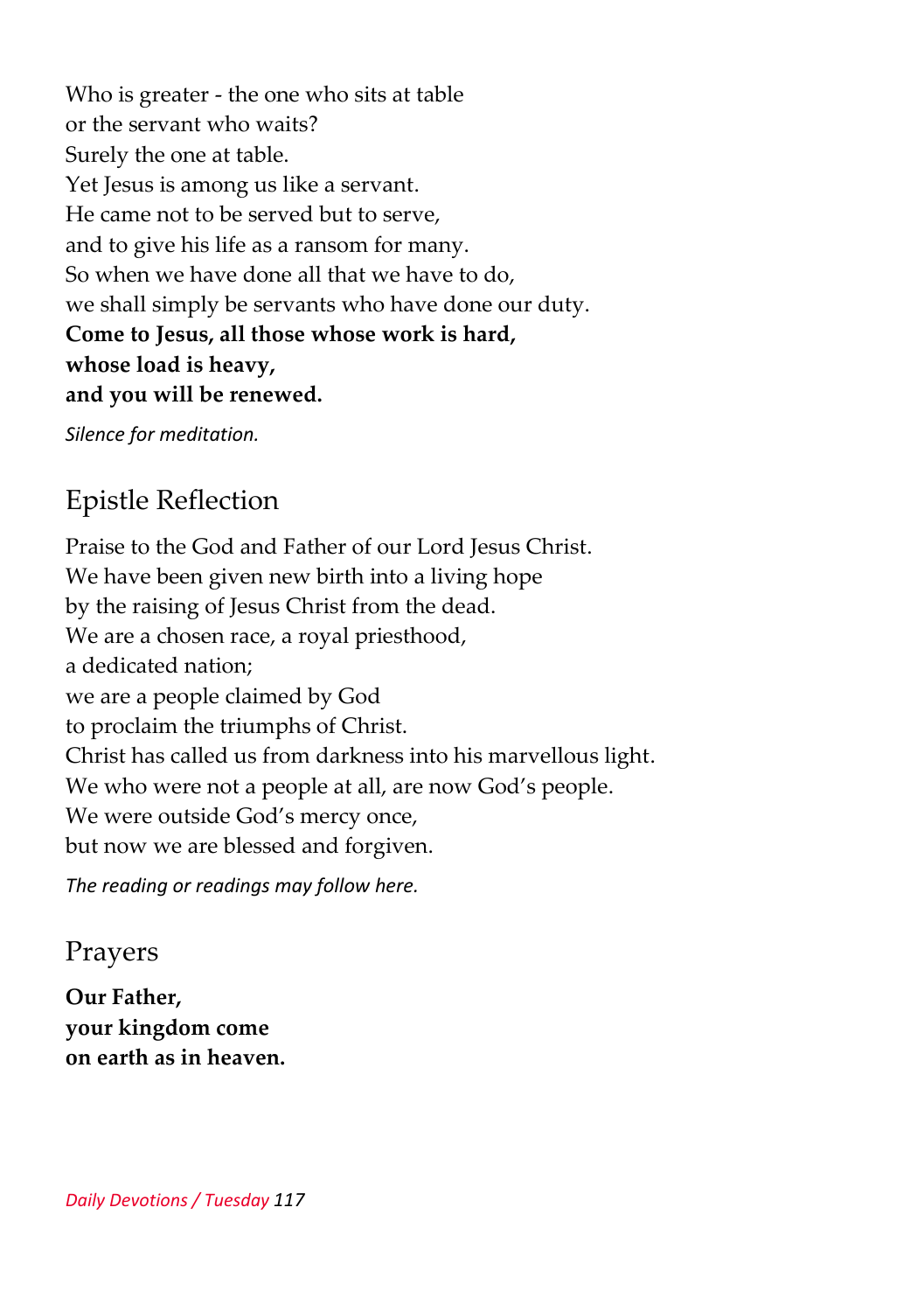Who is greater - the one who sits at table
or the servant who waits?
Surely the one at table.
Yet Jesus is among us like a servant.
He came not to be served but to serve,
and to give his life as a ransom for many.
So when we have done all that we have to do,
we shall simply be servants who have done our duty.
**Come to Jesus, all those whose work is hard,**
**whose load is heavy,**
**and you will be renewed.**

*Silence for meditation.*

## Epistle Reflection

Praise to the God and Father of our Lord Jesus Christ.
We have been given new birth into a living hope
by the raising of Jesus Christ from the dead.
We are a chosen race, a royal priesthood,
a dedicated nation;
we are a people claimed by God
to proclaim the triumphs of Christ.
Christ has called us from darkness into his marvellous light.
We who were not a people at all, are now God's people.
We were outside God's mercy once,
but now we are blessed and forgiven.

*The reading or readings may follow here.*

## Prayers

**Our Father,**
**your kingdom come**
**on earth as in heaven.**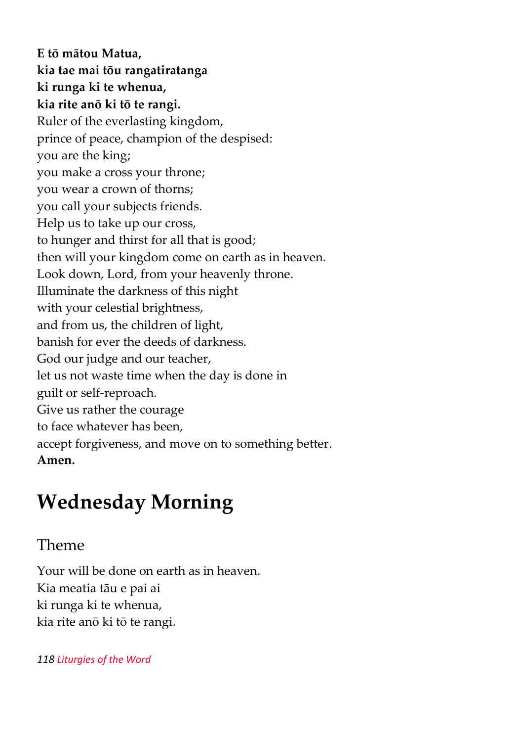**E tō mātou Matua,**
**kia tae mai tōu rangatiratanga**
**ki runga ki te whenua,**
**kia rite anō ki tō te rangi.**
Ruler of the everlasting kingdom,
prince of peace, champion of the despised:
you are the king;
you make a cross your throne;
you wear a crown of thorns;
you call your subjects friends.
Help us to take up our cross,
to hunger and thirst for all that is good;
then will your kingdom come on earth as in heaven.
Look down, Lord, from your heavenly throne.
Illuminate the darkness of this night
with your celestial brightness,
and from us, the children of light,
banish for ever the deeds of darkness.
God our judge and our teacher,
let us not waste time when the day is done in
guilt or self-reproach.
Give us rather the courage
to face whatever has been,
accept forgiveness, and move on to something better.
**Amen.**

# Wednesday Morning

## Theme

Your will be done on earth as in heaven.
Kia meatia tāu e pai ai
ki runga ki te whenua,
kia rite anō ki tō te rangi.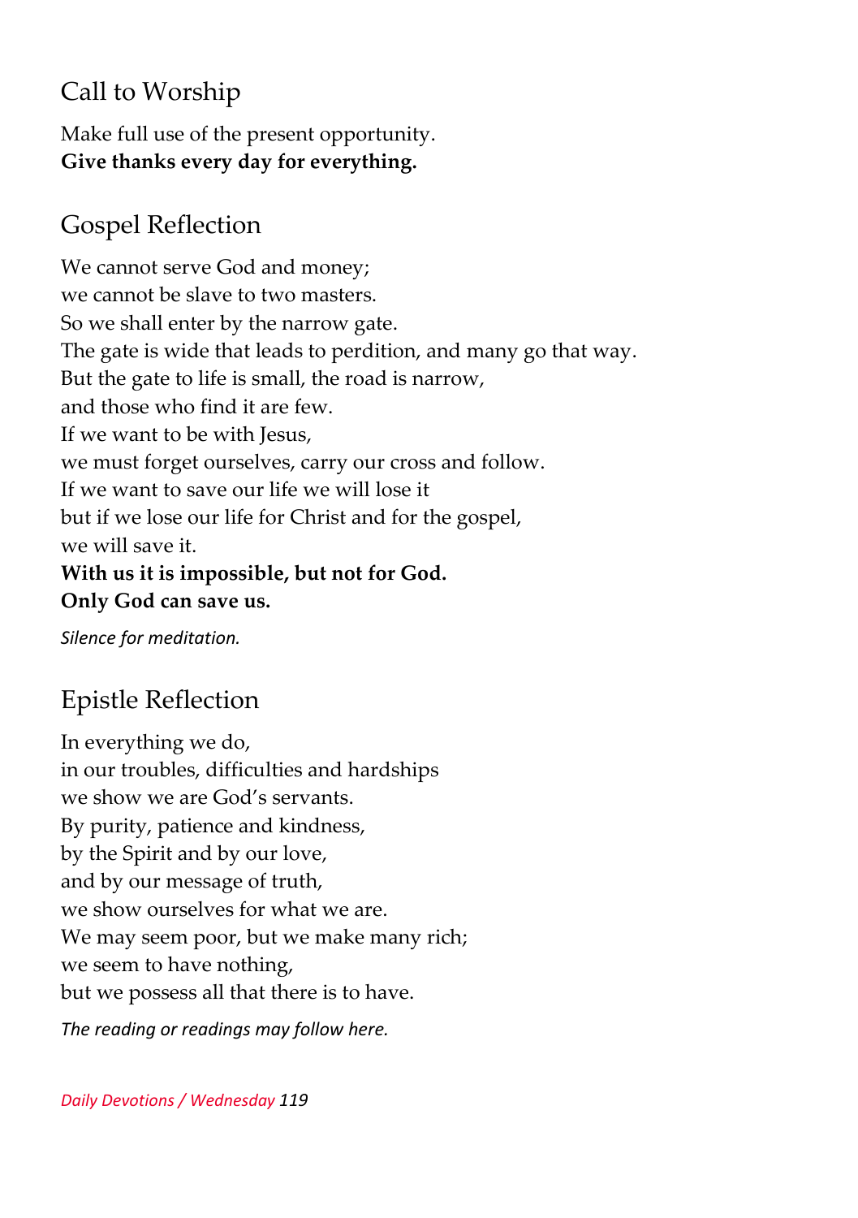## Call to Worship

Make full use of the present opportunity.
**Give thanks every day for everything.**

## Gospel Reflection

We cannot serve God and money;
we cannot be slave to two masters.
So we shall enter by the narrow gate.
The gate is wide that leads to perdition, and many go that way.
But the gate to life is small, the road is narrow,
and those who find it are few.
If we want to be with Jesus,
we must forget ourselves, carry our cross and follow.
If we want to save our life we will lose it
but if we lose our life for Christ and for the gospel,
we will save it.
**With us it is impossible, but not for God.**
**Only God can save us.**

*Silence for meditation.*

## Epistle Reflection

In everything we do,
in our troubles, difficulties and hardships
we show we are God's servants.
By purity, patience and kindness,
by the Spirit and by our love,
and by our message of truth,
we show ourselves for what we are.
We may seem poor, but we make many rich;
we seem to have nothing,
but we possess all that there is to have.

*The reading or readings may follow here.*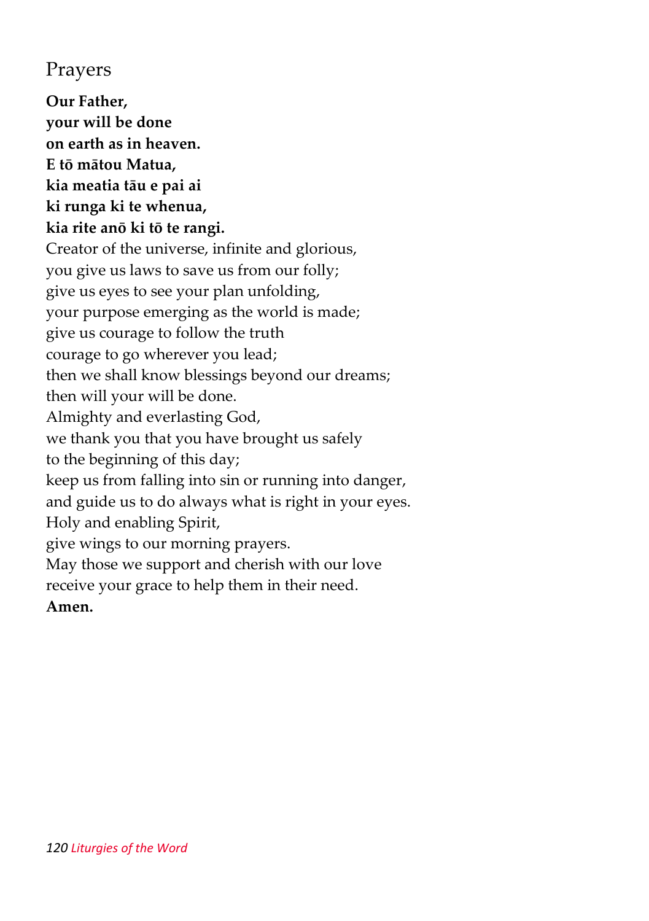## Prayers

**Our Father,**
**your will be done**
**on earth as in heaven.**
**E tō mātou Matua,**
**kia meatia tāu e pai ai**
**ki runga ki te whenua,**
**kia rite anō ki tō te rangi.**

Creator of the universe, infinite and glorious,
you give us laws to save us from our folly;
give us eyes to see your plan unfolding,
your purpose emerging as the world is made;
give us courage to follow the truth
courage to go wherever you lead;
then we shall know blessings beyond our dreams;
then will your will be done.

Almighty and everlasting God,
we thank you that you have brought us safely
to the beginning of this day;
keep us from falling into sin or running into danger,
and guide us to do always what is right in your eyes.

Holy and enabling Spirit,
give wings to our morning prayers.
May those we support and cherish with our love
receive your grace to help them in their need.
**Amen.**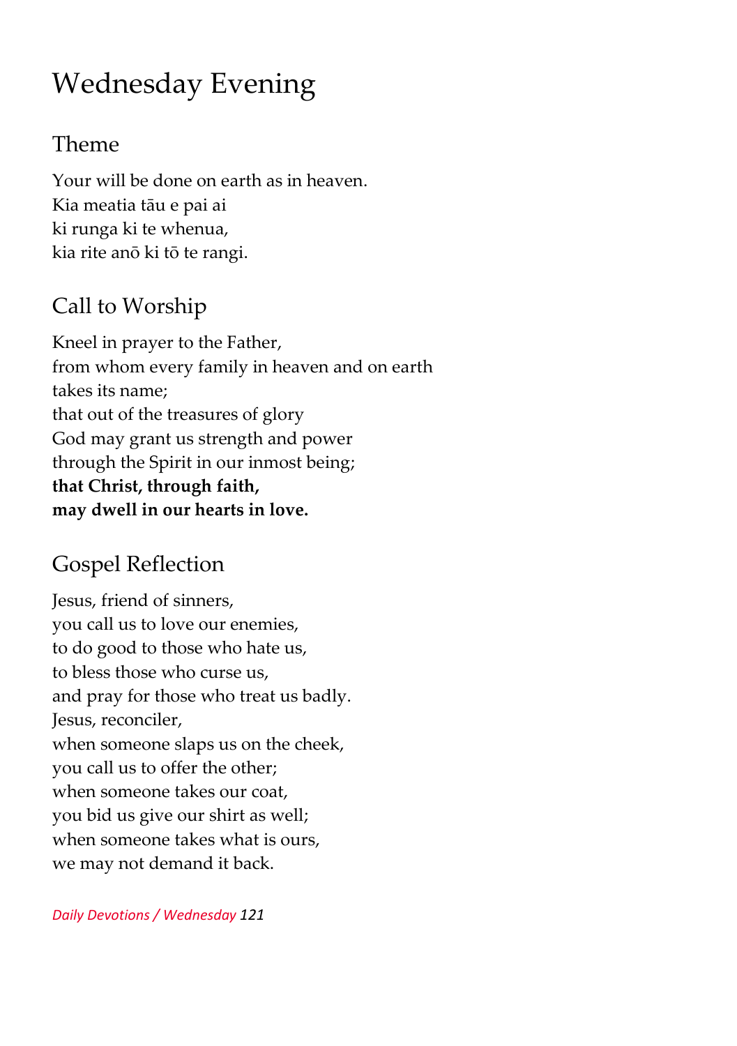# Wednesday Evening

## Theme

Your will be done on earth as in heaven.
Kia meatia tāu e pai ai
ki runga ki te whenua,
kia rite anō ki tō te rangi.

## Call to Worship

Kneel in prayer to the Father,
from whom every family in heaven and on earth
takes its name;
that out of the treasures of glory
God may grant us strength and power
through the Spirit in our inmost being;
**that Christ, through faith,**
**may dwell in our hearts in love.**

## Gospel Reflection

Jesus, friend of sinners,
you call us to love our enemies,
to do good to those who hate us,
to bless those who curse us,
and pray for those who treat us badly.
Jesus, reconciler,
when someone slaps us on the cheek,
you call us to offer the other;
when someone takes our coat,
you bid us give our shirt as well;
when someone takes what is ours,
we may not demand it back.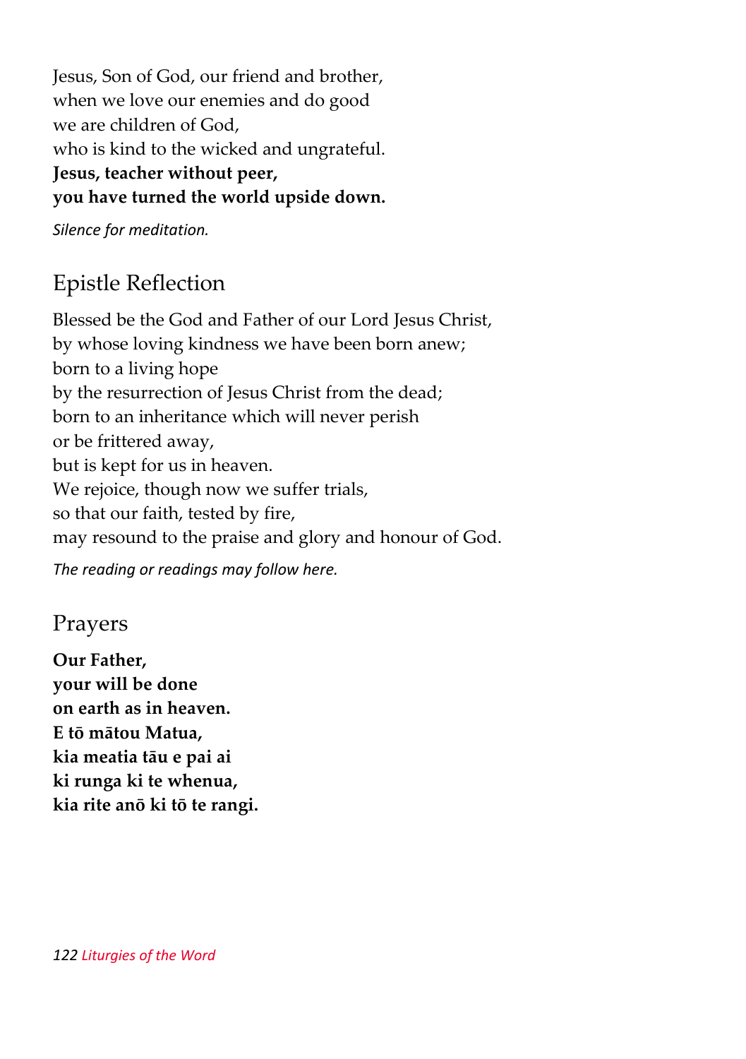Jesus, Son of God, our friend and brother,
when we love our enemies and do good
we are children of God,
who is kind to the wicked and ungrateful.
**Jesus, teacher without peer,**
**you have turned the world upside down.**

*Silence for meditation.*

## Epistle Reflection

Blessed be the God and Father of our Lord Jesus Christ,
by whose loving kindness we have been born anew;
born to a living hope
by the resurrection of Jesus Christ from the dead;
born to an inheritance which will never perish
or be frittered away,
but is kept for us in heaven.
We rejoice, though now we suffer trials,
so that our faith, tested by fire,
may resound to the praise and glory and honour of God.

*The reading or readings may follow here.*

## Prayers

**Our Father,**
**your will be done**
**on earth as in heaven.**
**E tō mātou Matua,**
**kia meatia tāu e pai ai**
**ki runga ki te whenua,**
**kia rite anō ki tō te rangi.**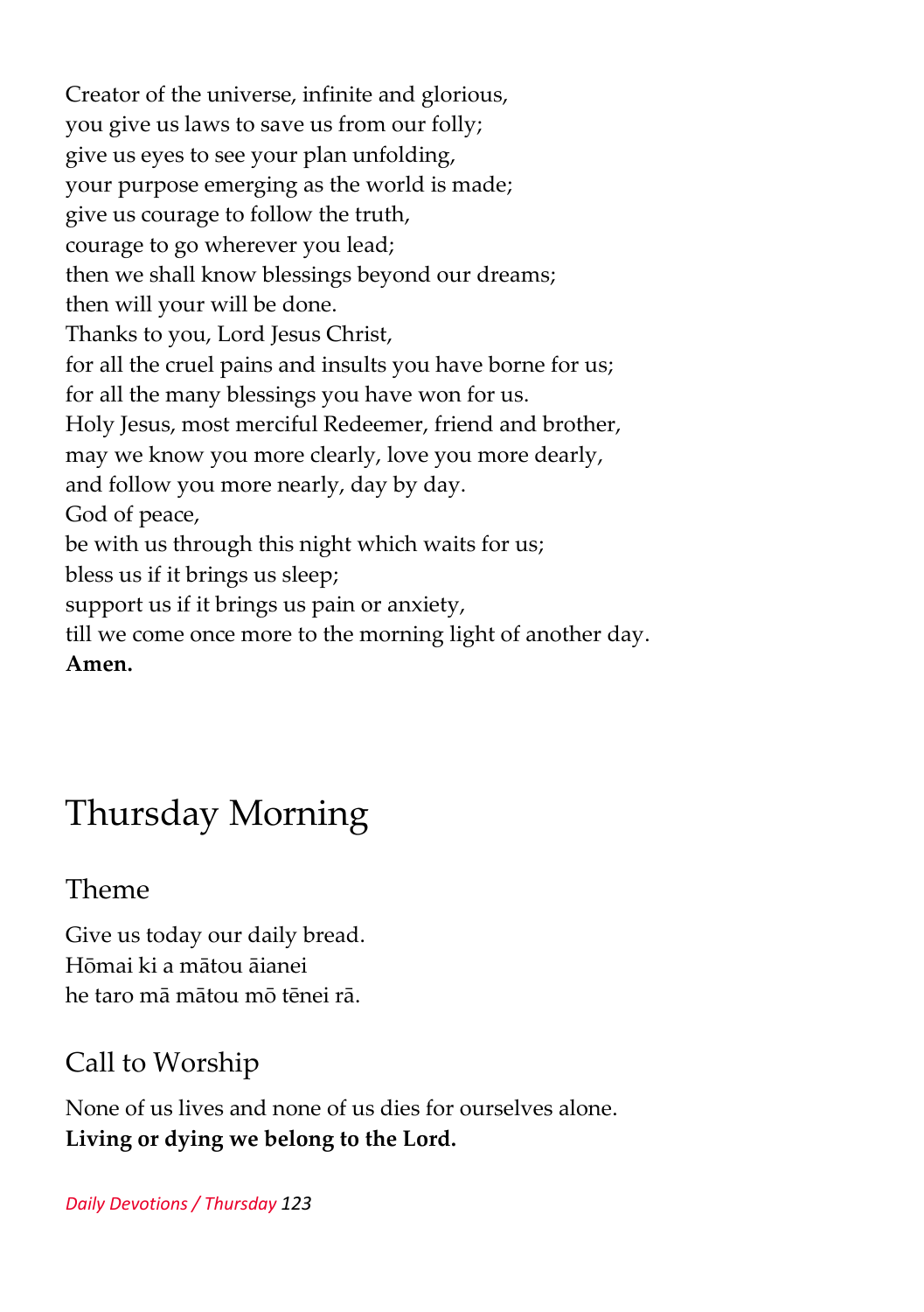Creator of the universe, infinite and glorious,
you give us laws to save us from our folly;
give us eyes to see your plan unfolding,
your purpose emerging as the world is made;
give us courage to follow the truth,
courage to go wherever you lead;
then we shall know blessings beyond our dreams;
then will your will be done.
Thanks to you, Lord Jesus Christ,
for all the cruel pains and insults you have borne for us;
for all the many blessings you have won for us.
Holy Jesus, most merciful Redeemer, friend and brother,
may we know you more clearly, love you more dearly,
and follow you more nearly, day by day.
God of peace,
be with us through this night which waits for us;
bless us if it brings us sleep;
support us if it brings us pain or anxiety,
till we come once more to the morning light of another day.
**Amen.**

# Thursday Morning

## Theme

Give us today our daily bread.
Hōmai ki a mātou āianei
he taro mā mātou mō tēnei rā.

## Call to Worship

None of us lives and none of us dies for ourselves alone.
**Living or dying we belong to the Lord.**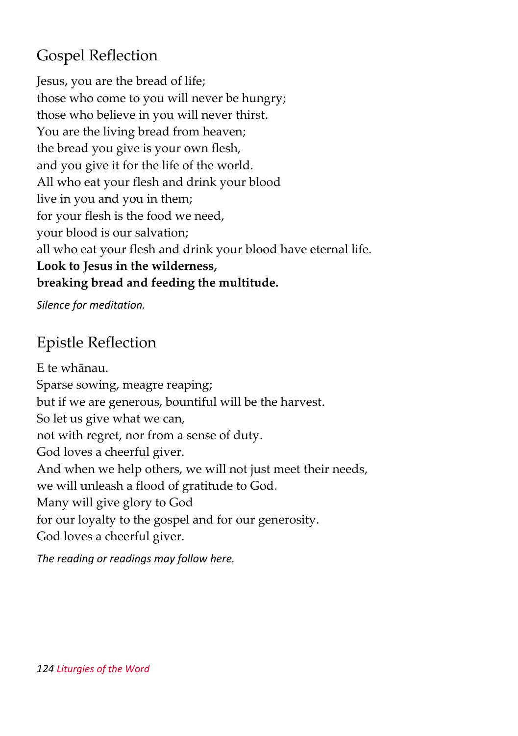## Gospel Reflection

Jesus, you are the bread of life;
those who come to you will never be hungry;
those who believe in you will never thirst.
You are the living bread from heaven;
the bread you give is your own flesh,
and you give it for the life of the world.
All who eat your flesh and drink your blood
live in you and you in them;
for your flesh is the food we need,
your blood is our salvation;
all who eat your flesh and drink your blood have eternal life.
**Look to Jesus in the wilderness,**
**breaking bread and feeding the multitude.**

*Silence for meditation.*

## Epistle Reflection

E te whānau.
Sparse sowing, meagre reaping;
but if we are generous, bountiful will be the harvest.
So let us give what we can,
not with regret, nor from a sense of duty.
God loves a cheerful giver.
And when we help others, we will not just meet their needs,
we will unleash a flood of gratitude to God.
Many will give glory to God
for our loyalty to the gospel and for our generosity.
God loves a cheerful giver.

*The reading or readings may follow here.*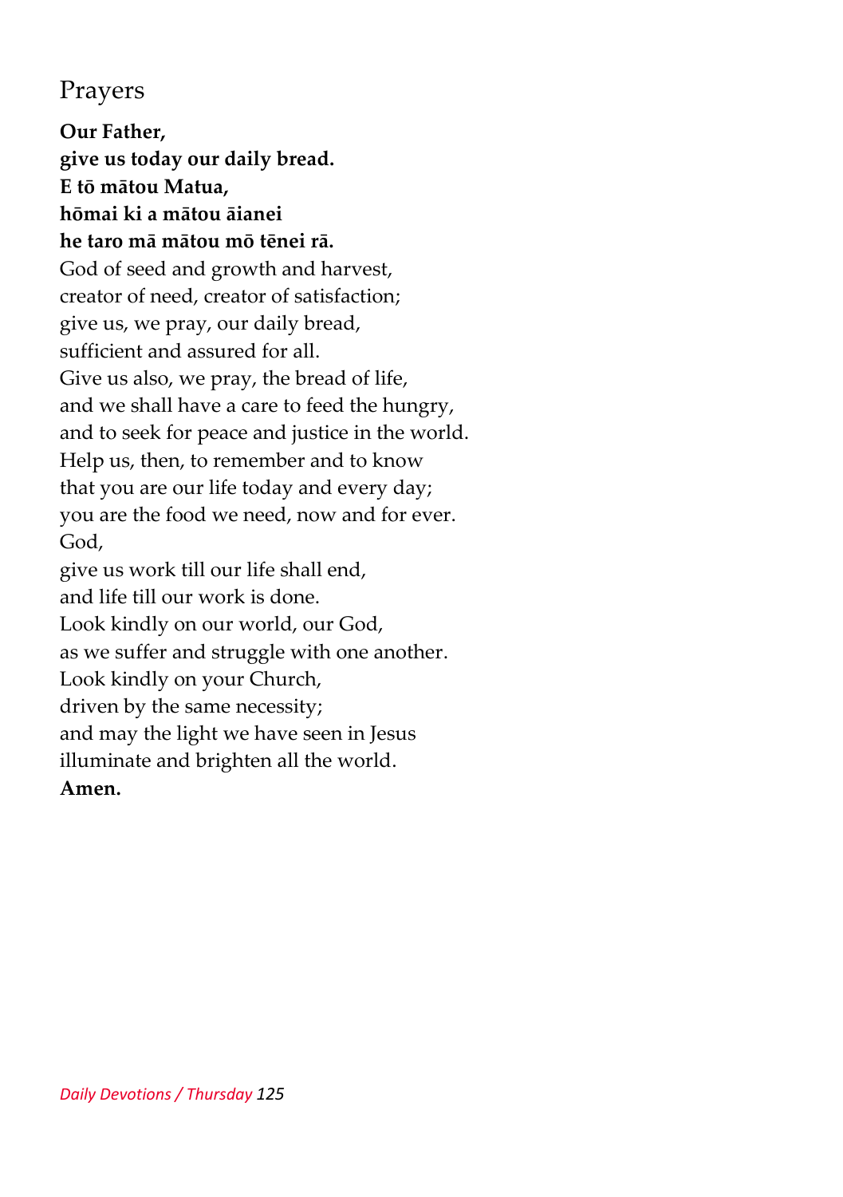## Prayers

**Our Father,**
**give us today our daily bread.**
**E tō mātou Matua,**
**hōmai ki a mātou āianei**
**he taro mā mātou mō tēnei rā.**

God of seed and growth and harvest,
creator of need, creator of satisfaction;
give us, we pray, our daily bread,
sufficient and assured for all.
Give us also, we pray, the bread of life,
and we shall have a care to feed the hungry,
and to seek for peace and justice in the world.
Help us, then, to remember and to know
that you are our life today and every day;
you are the food we need, now and for ever.
God,
give us work till our life shall end,
and life till our work is done.
Look kindly on our world, our God,
as we suffer and struggle with one another.
Look kindly on your Church,
driven by the same necessity;
and may the light we have seen in Jesus
illuminate and brighten all the world.
**Amen.**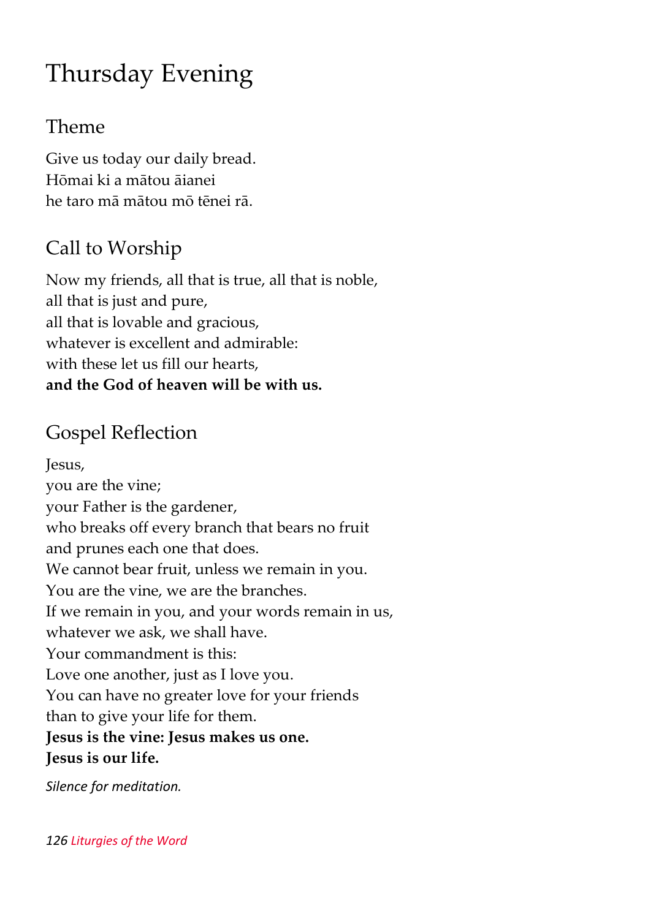# Thursday Evening

## Theme

Give us today our daily bread.
Hōmai ki a mātou āianei
he taro mā mātou mō tēnei rā.

## Call to Worship

Now my friends, all that is true, all that is noble,
all that is just and pure,
all that is lovable and gracious,
whatever is excellent and admirable:
with these let us fill our hearts,
**and the God of heaven will be with us.**

## Gospel Reflection

Jesus,
you are the vine;
your Father is the gardener,
who breaks off every branch that bears no fruit
and prunes each one that does.
We cannot bear fruit, unless we remain in you.
You are the vine, we are the branches.
If we remain in you, and your words remain in us,
whatever we ask, we shall have.
Your commandment is this:
Love one another, just as I love you.
You can have no greater love for your friends
than to give your life for them.
**Jesus is the vine: Jesus makes us one.**
**Jesus is our life.**

*Silence for meditation.*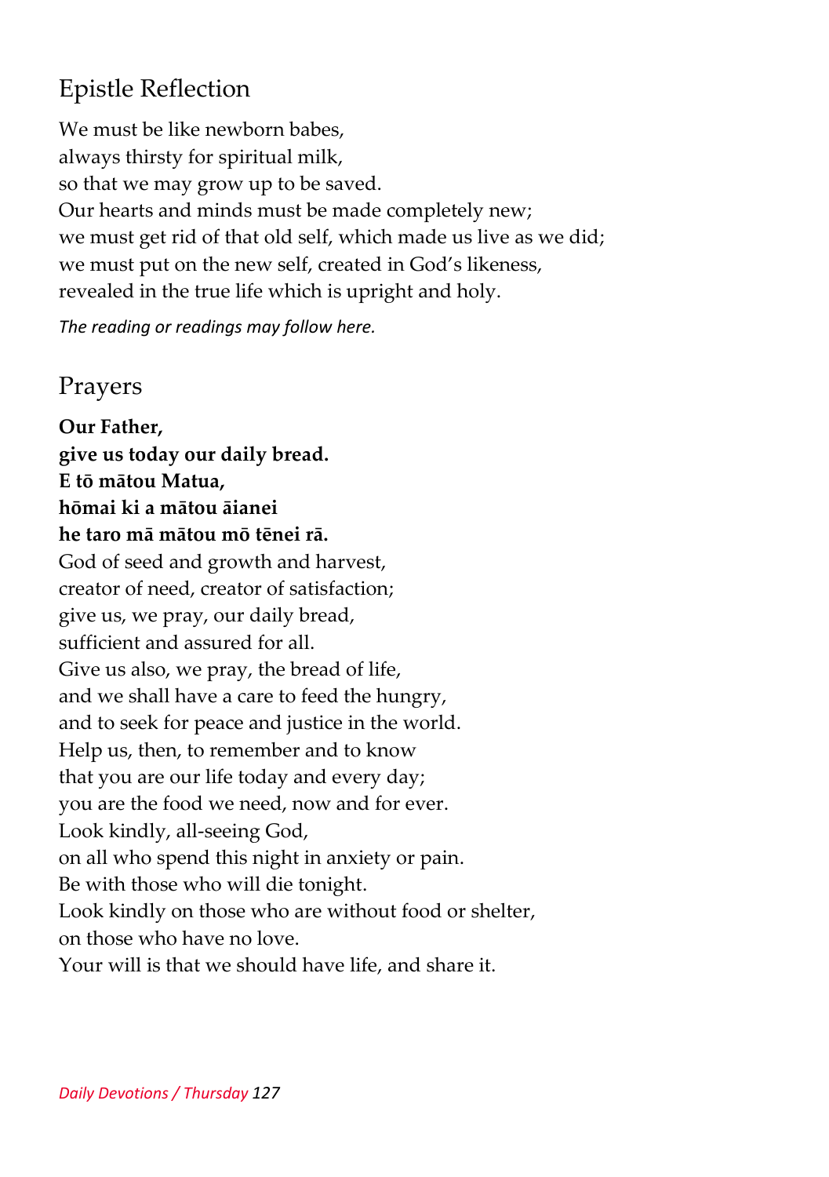## Epistle Reflection

We must be like newborn babes,
always thirsty for spiritual milk,
so that we may grow up to be saved.
Our hearts and minds must be made completely new;
we must get rid of that old self, which made us live as we did;
we must put on the new self, created in God's likeness,
revealed in the true life which is upright and holy.

*The reading or readings may follow here.*

## Prayers

**Our Father,**
**give us today our daily bread.**
**E tō mātou Matua,**
**hōmai ki a mātou āianei**
**he taro mā mātou mō tēnei rā.**
God of seed and growth and harvest,
creator of need, creator of satisfaction;
give us, we pray, our daily bread,
sufficient and assured for all.
Give us also, we pray, the bread of life,
and we shall have a care to feed the hungry,
and to seek for peace and justice in the world.
Help us, then, to remember and to know
that you are our life today and every day;
you are the food we need, now and for ever.
Look kindly, all-seeing God,
on all who spend this night in anxiety or pain.
Be with those who will die tonight.
Look kindly on those who are without food or shelter,
on those who have no love.
Your will is that we should have life, and share it.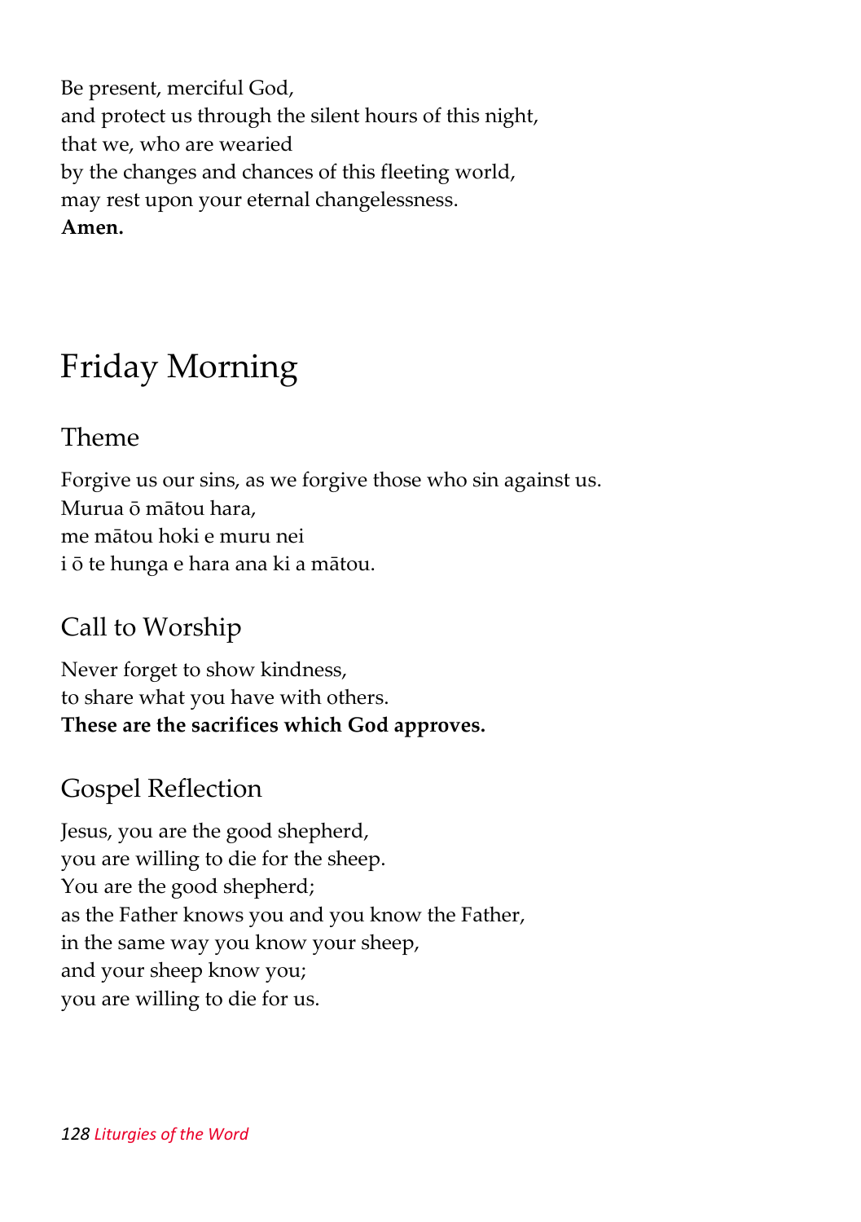Be present, merciful God,
and protect us through the silent hours of this night,
that we, who are wearied
by the changes and chances of this fleeting world,
may rest upon your eternal changelessness.
**Amen.**

# Friday Morning

## Theme

Forgive us our sins, as we forgive those who sin against us.
Murua ō mātou hara,
me mātou hoki e muru nei
i ō te hunga e hara ana ki a mātou.

## Call to Worship

Never forget to show kindness,
to share what you have with others.
**These are the sacrifices which God approves.**

## Gospel Reflection

Jesus, you are the good shepherd,
you are willing to die for the sheep.
You are the good shepherd;
as the Father knows you and you know the Father,
in the same way you know your sheep,
and your sheep know you;
you are willing to die for us.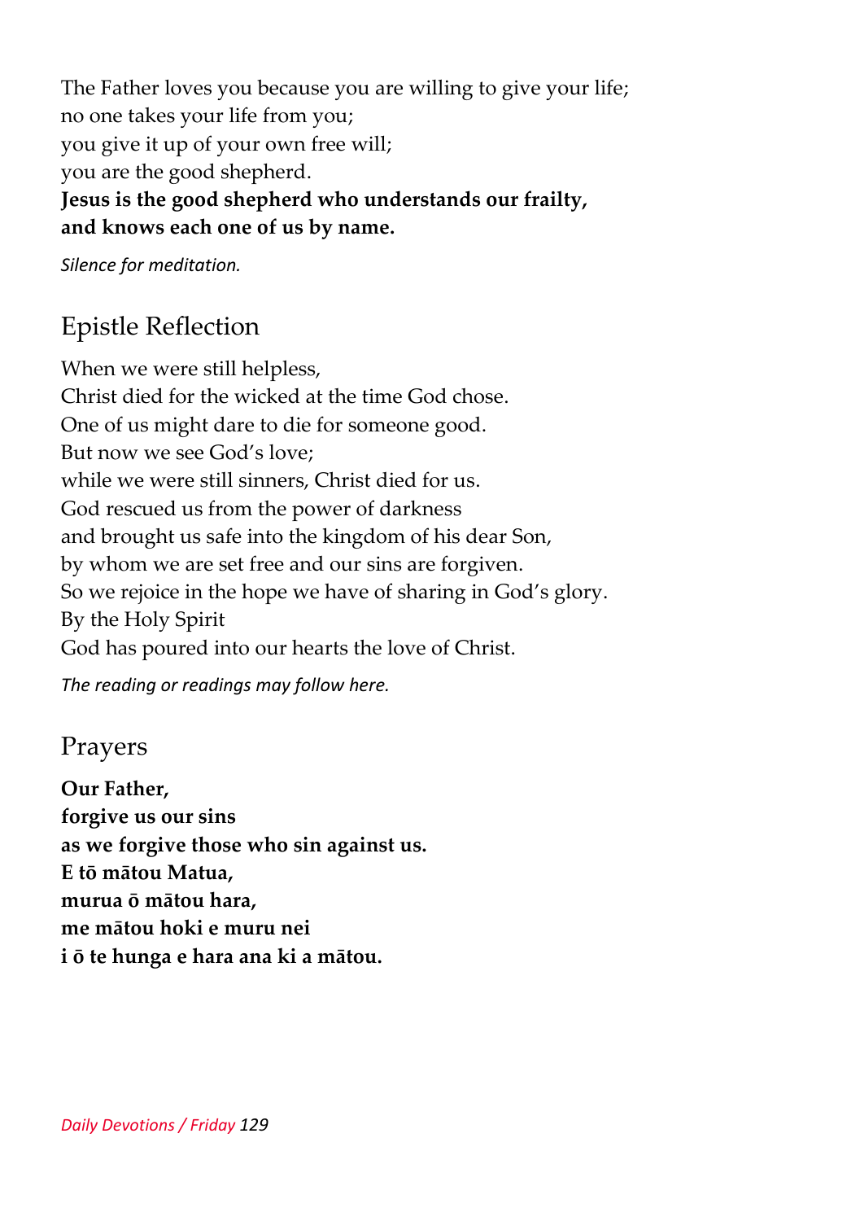The Father loves you because you are willing to give your life;
no one takes your life from you;
you give it up of your own free will;
you are the good shepherd.
**Jesus is the good shepherd who understands our frailty,**
**and knows each one of us by name.**

*Silence for meditation.*

## Epistle Reflection

When we were still helpless,
Christ died for the wicked at the time God chose.
One of us might dare to die for someone good.
But now we see God's love;
while we were still sinners, Christ died for us.
God rescued us from the power of darkness
and brought us safe into the kingdom of his dear Son,
by whom we are set free and our sins are forgiven.
So we rejoice in the hope we have of sharing in God's glory.
By the Holy Spirit
God has poured into our hearts the love of Christ.

*The reading or readings may follow here.*

## Prayers

**Our Father,**
**forgive us our sins**
**as we forgive those who sin against us.**
**E tō mātou Matua,**
**murua ō mātou hara,**
**me mātou hoki e muru nei**
**i ō te hunga e hara ana ki a mātou.**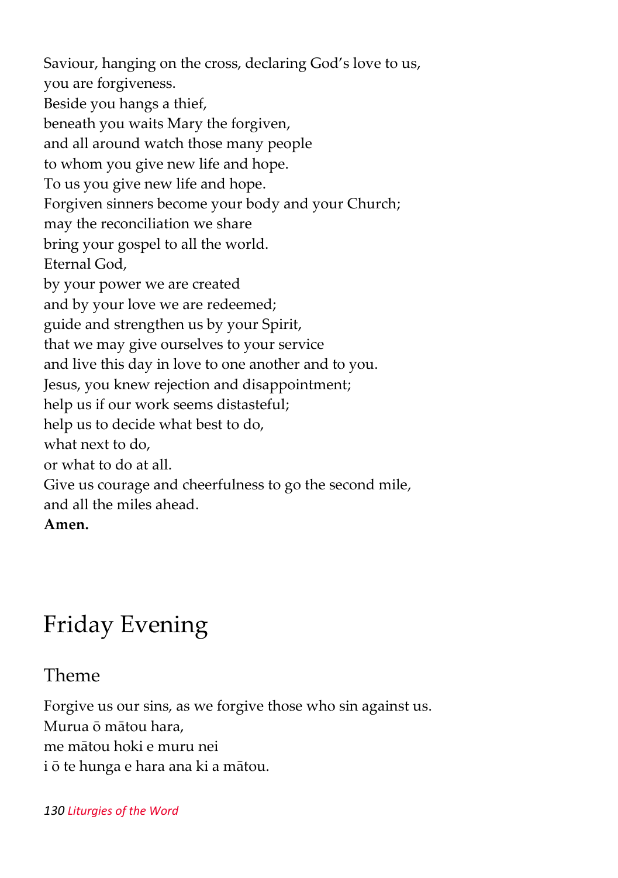Saviour, hanging on the cross, declaring God's love to us,
you are forgiveness.
Beside you hangs a thief,
beneath you waits Mary the forgiven,
and all around watch those many people
to whom you give new life and hope.
To us you give new life and hope.
Forgiven sinners become your body and your Church;
may the reconciliation we share
bring your gospel to all the world.
Eternal God,
by your power we are created
and by your love we are redeemed;
guide and strengthen us by your Spirit,
that we may give ourselves to your service
and live this day in love to one another and to you.
Jesus, you knew rejection and disappointment;
help us if our work seems distasteful;
help us to decide what best to do,
what next to do,
or what to do at all.
Give us courage and cheerfulness to go the second mile,
and all the miles ahead.
**Amen.**

# Friday Evening

## Theme

Forgive us our sins, as we forgive those who sin against us.
Murua ō mātou hara,
me mātou hoki e muru nei
i ō te hunga e hara ana ki a mātou.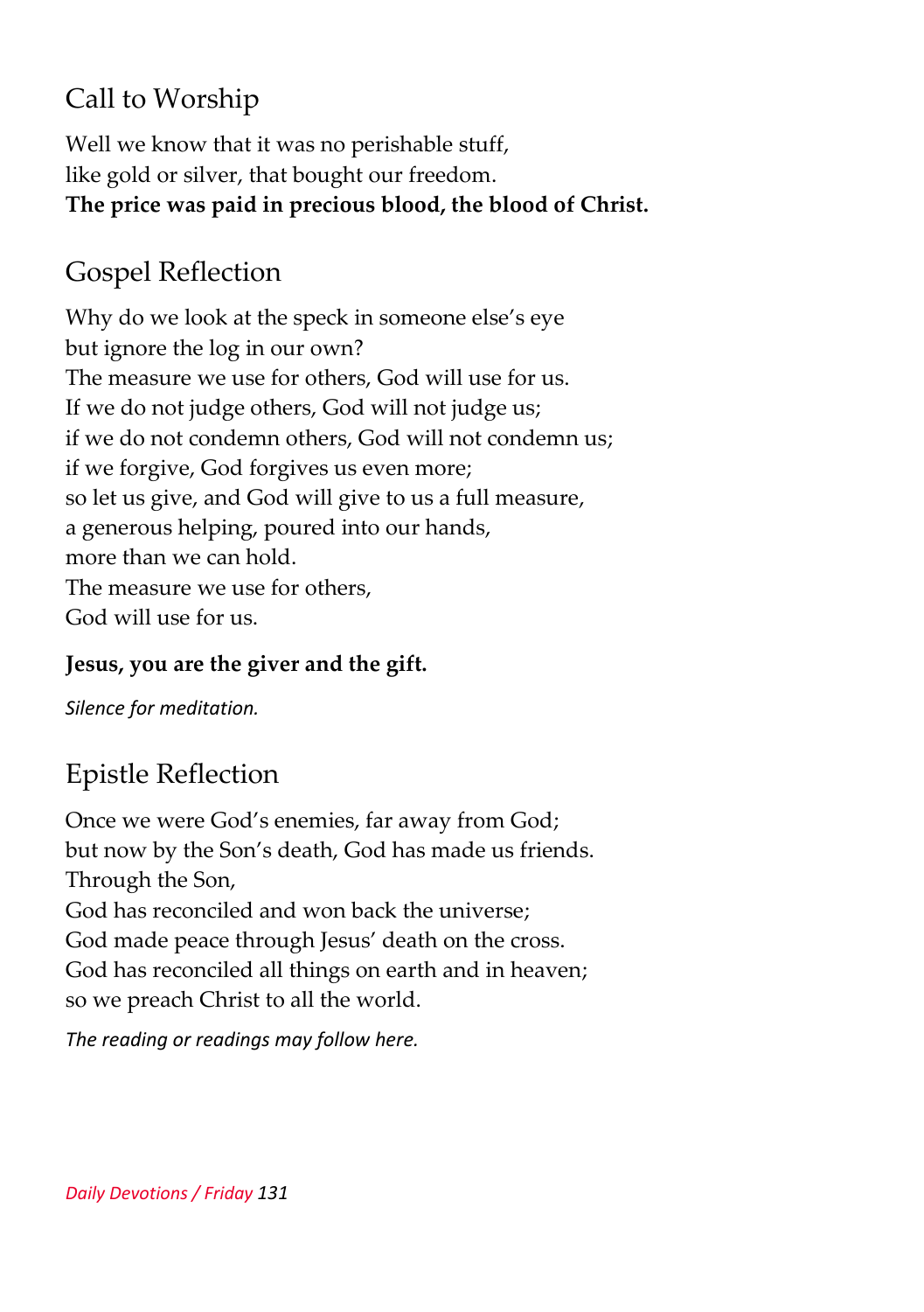## Call to Worship

Well we know that it was no perishable stuff,
like gold or silver, that bought our freedom.
**The price was paid in precious blood, the blood of Christ.**

## Gospel Reflection

Why do we look at the speck in someone else's eye
but ignore the log in our own?
The measure we use for others, God will use for us.
If we do not judge others, God will not judge us;
if we do not condemn others, God will not condemn us;
if we forgive, God forgives us even more;
so let us give, and God will give to us a full measure,
a generous helping, poured into our hands,
more than we can hold.
The measure we use for others,
God will use for us.

**Jesus, you are the giver and the gift.**

*Silence for meditation.*

## Epistle Reflection

Once we were God's enemies, far away from God;
but now by the Son's death, God has made us friends.
Through the Son,
God has reconciled and won back the universe;
God made peace through Jesus' death on the cross.
God has reconciled all things on earth and in heaven;
so we preach Christ to all the world.

*The reading or readings may follow here.*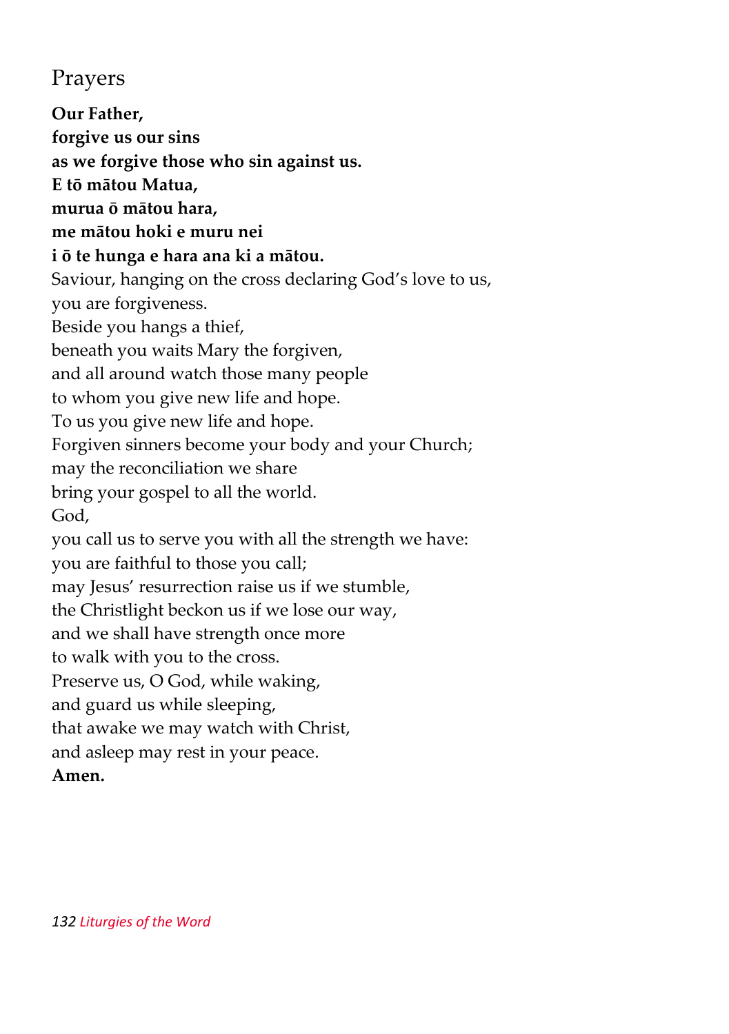## Prayers

**Our Father,**  
**forgive us our sins**  
**as we forgive those who sin against us.**  
**E tō mātou Matua,**  
**murua ō mātou hara,**  
**me mātou hoki e muru nei**  
**i ō te hunga e hara ana ki a mātou.**  
Saviour, hanging on the cross declaring God's love to us,  
you are forgiveness.  
Beside you hangs a thief,  
beneath you waits Mary the forgiven,  
and all around watch those many people  
to whom you give new life and hope.  
To us you give new life and hope.  
Forgiven sinners become your body and your Church;  
may the reconciliation we share  
bring your gospel to all the world.  
God,  
you call us to serve you with all the strength we have:  
you are faithful to those you call;  
may Jesus' resurrection raise us if we stumble,  
the Christlight beckon us if we lose our way,  
and we shall have strength once more  
to walk with you to the cross.  
Preserve us, O God, while waking,  
and guard us while sleeping,  
that awake we may watch with Christ,  
and asleep may rest in your peace.  
**Amen.**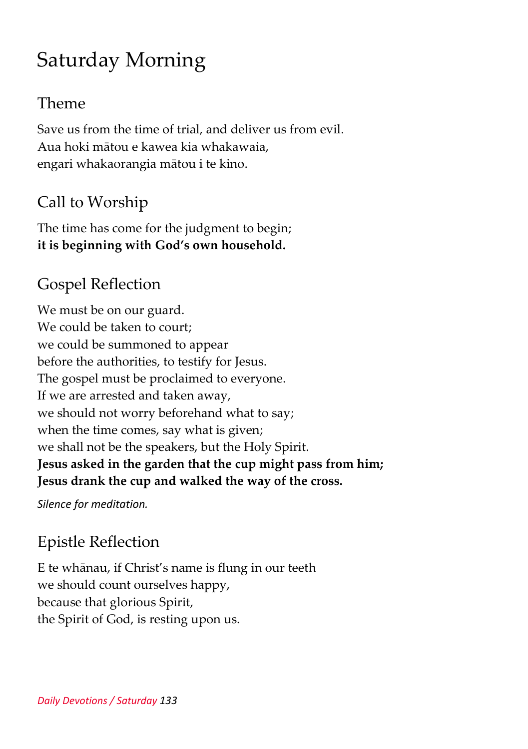# Saturday Morning

## Theme

Save us from the time of trial, and deliver us from evil.
Aua hoki mātou e kawea kia whakawaia,
engari whakaorangia mātou i te kino.

## Call to Worship

The time has come for the judgment to begin;
**it is beginning with God's own household.**

## Gospel Reflection

We must be on our guard.
We could be taken to court;
we could be summoned to appear
before the authorities, to testify for Jesus.
The gospel must be proclaimed to everyone.
If we are arrested and taken away,
we should not worry beforehand what to say;
when the time comes, say what is given;
we shall not be the speakers, but the Holy Spirit.
**Jesus asked in the garden that the cup might pass from him;**
**Jesus drank the cup and walked the way of the cross.**

*Silence for meditation.*

## Epistle Reflection

E te whānau, if Christ's name is flung in our teeth
we should count ourselves happy,
because that glorious Spirit,
the Spirit of God, is resting upon us.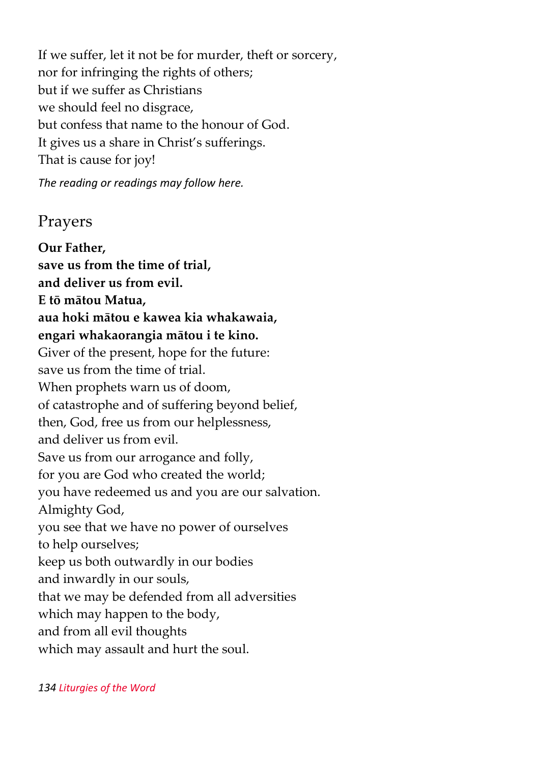If we suffer, let it not be for murder, theft or sorcery,
nor for infringing the rights of others;
but if we suffer as Christians
we should feel no disgrace,
but confess that name to the honour of God.
It gives us a share in Christ's sufferings.
That is cause for joy!

*The reading or readings may follow here.*

## Prayers

**Our Father,**
**save us from the time of trial,**
**and deliver us from evil.**
**E tō mātou Matua,**
**aua hoki mātou e kawea kia whakawaia,**
**engari whakaorangia mātou i te kino.**
Giver of the present, hope for the future:
save us from the time of trial.
When prophets warn us of doom,
of catastrophe and of suffering beyond belief,
then, God, free us from our helplessness,
and deliver us from evil.
Save us from our arrogance and folly,
for you are God who created the world;
you have redeemed us and you are our salvation.
Almighty God,
you see that we have no power of ourselves
to help ourselves;
keep us both outwardly in our bodies
and inwardly in our souls,
that we may be defended from all adversities
which may happen to the body,
and from all evil thoughts
which may assault and hurt the soul.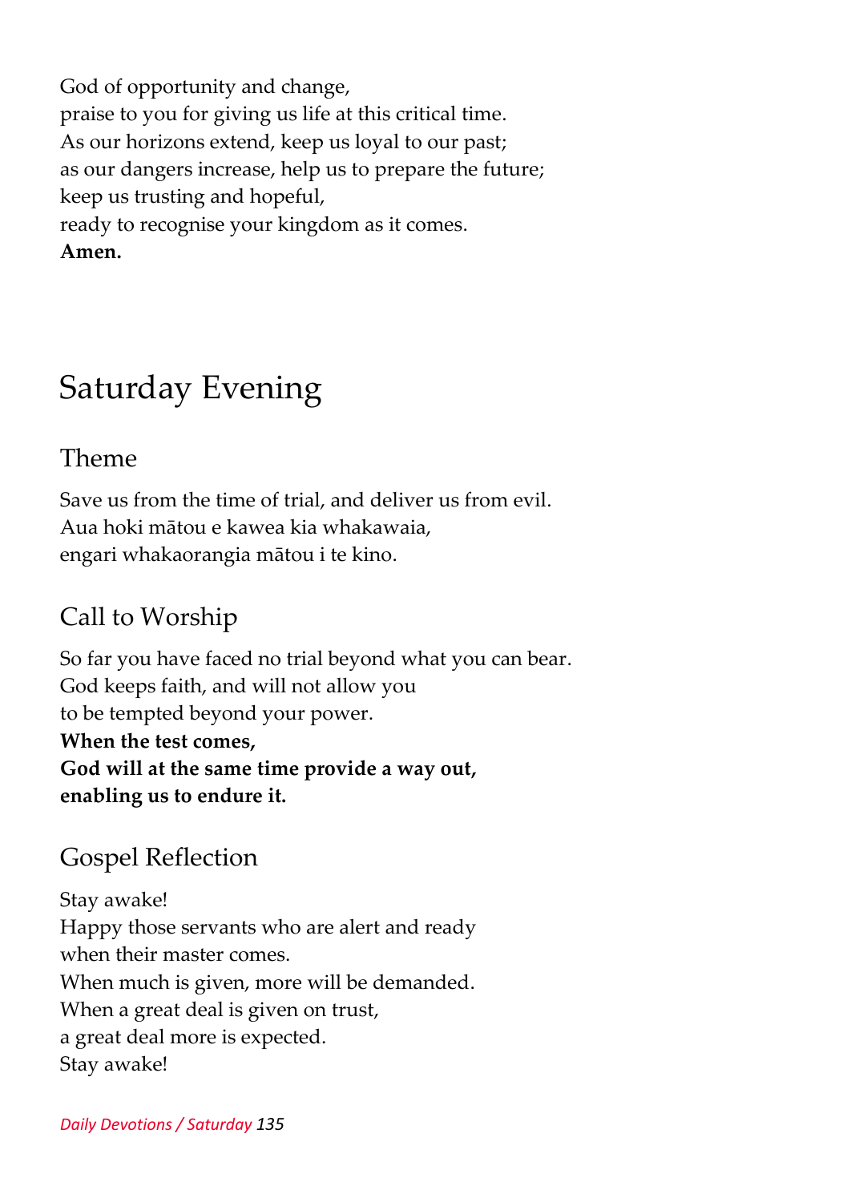God of opportunity and change,
praise to you for giving us life at this critical time.
As our horizons extend, keep us loyal to our past;
as our dangers increase, help us to prepare the future;
keep us trusting and hopeful,
ready to recognise your kingdom as it comes.
**Amen.**

# Saturday Evening

## Theme

Save us from the time of trial, and deliver us from evil.
Aua hoki mātou e kawea kia whakawaia,
engari whakaorangia mātou i te kino.

## Call to Worship

So far you have faced no trial beyond what you can bear.
God keeps faith, and will not allow you
to be tempted beyond your power.
**When the test comes,**
**God will at the same time provide a way out,**
**enabling us to endure it.**

## Gospel Reflection

Stay awake!
Happy those servants who are alert and ready
when their master comes.
When much is given, more will be demanded.
When a great deal is given on trust,
a great deal more is expected.
Stay awake!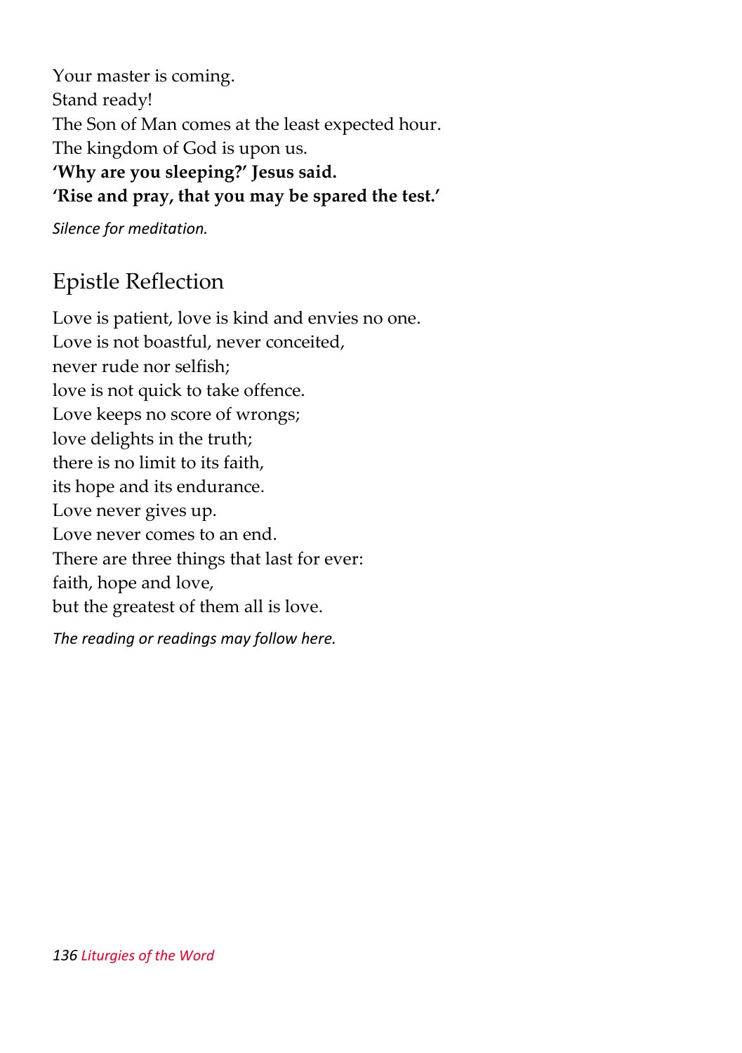Your master is coming.  
Stand ready!  
The Son of Man comes at the least expected hour.  
The kingdom of God is upon us.  
**'Why are you sleeping?' Jesus said.**  
**'Rise and pray, that you may be spared the test.'**

*Silence for meditation.*

## Epistle Reflection

Love is patient, love is kind and envies no one.  
Love is not boastful, never conceited,  
never rude nor selfish;  
love is not quick to take offence.  
Love keeps no score of wrongs;  
love delights in the truth;  
there is no limit to its faith,  
its hope and its endurance.  
Love never gives up.  
Love never comes to an end.  
There are three things that last for ever:  
faith, hope and love,  
but the greatest of them all is love.

*The reading or readings may follow here.*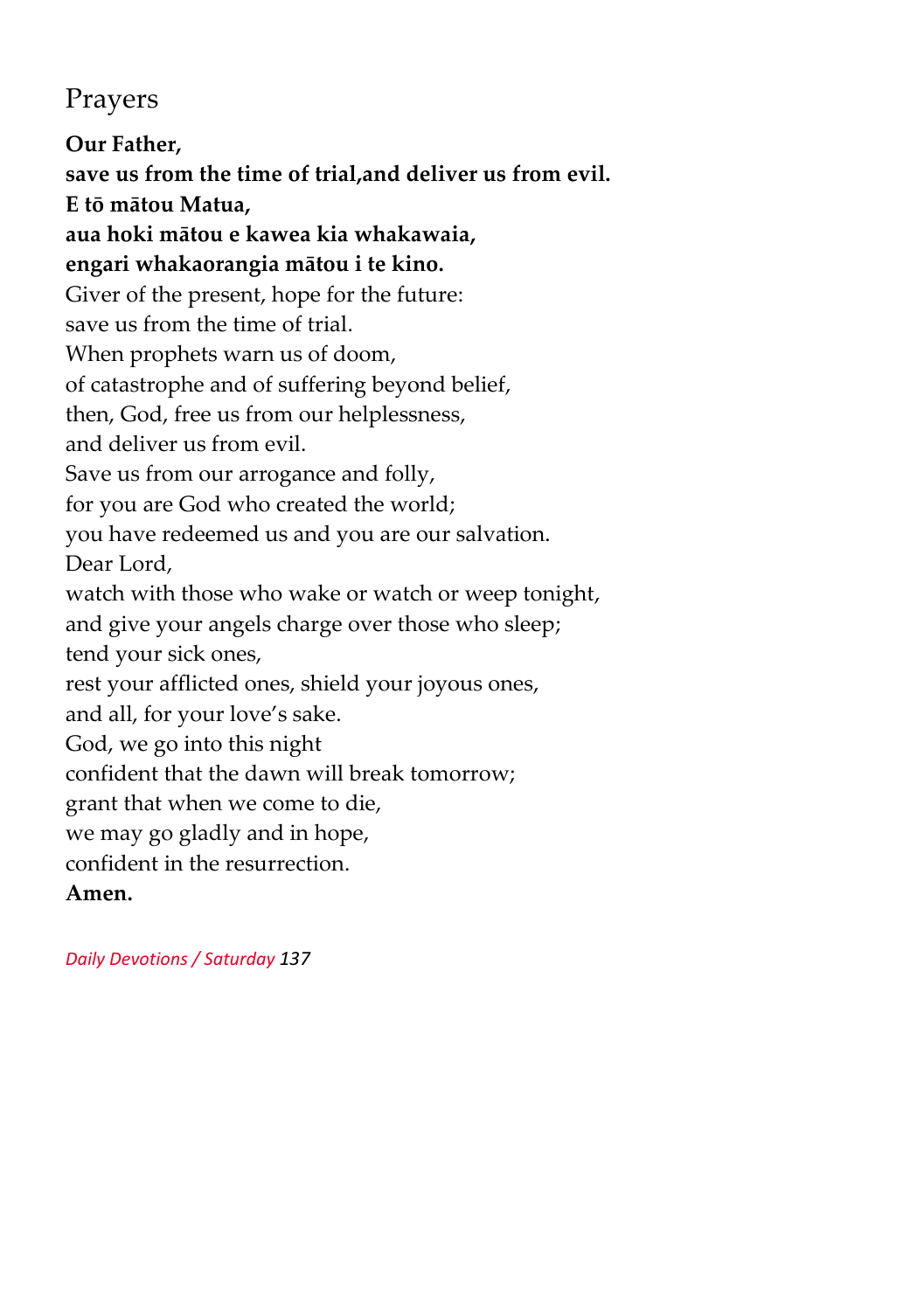## Prayers

**Our Father,**
**save us from the time of trial,and deliver us from evil.**
**E tō mātou Matua,**
**aua hoki mātou e kawea kia whakawaia,**
**engari whakaorangia mātou i te kino.**
Giver of the present, hope for the future:
save us from the time of trial.
When prophets warn us of doom,
of catastrophe and of suffering beyond belief,
then, God, free us from our helplessness,
and deliver us from evil.
Save us from our arrogance and folly,
for you are God who created the world;
you have redeemed us and you are our salvation.
Dear Lord,
watch with those who wake or watch or weep tonight,
and give your angels charge over those who sleep;
tend your sick ones,
rest your afflicted ones, shield your joyous ones,
and all, for your love's sake.
God, we go into this night
confident that the dawn will break tomorrow;
grant that when we come to die,
we may go gladly and in hope,
confident in the resurrection.
**Amen.**